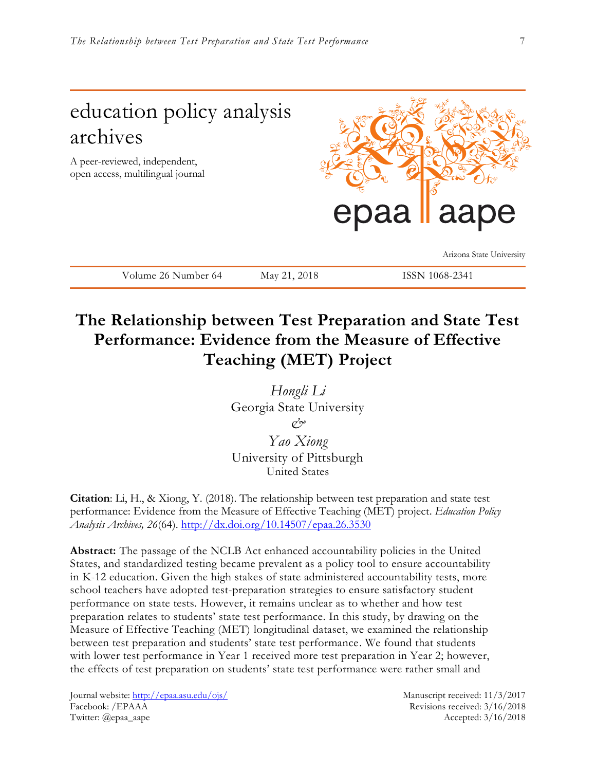education policy analysis archives

A peer-reviewed, independent, open access, multilingual journal

epaa aape

Arizona State University

Volume 26 Number 64 | May 21, 2018 | ISSN 1068-2341

# The Relationship between Test Preparation and State Test Performance: Evidence from the Measure of Effective Teaching (MET) Project

*Hongli Li*
Georgia State University
&
*Yao Xiong*
University of Pittsburgh
United States

**Citation**: Li, H., & Xiong, Y. (2018). The relationship between test preparation and state test performance: Evidence from the Measure of Effective Teaching (MET) project. *Education Policy Analysis Archives, 26*(64). http://dx.doi.org/10.14507/epaa.26.3530

**Abstract:** The passage of the NCLB Act enhanced accountability policies in the United States, and standardized testing became prevalent as a policy tool to ensure accountability in K-12 education. Given the high stakes of state administered accountability tests, more school teachers have adopted test-preparation strategies to ensure satisfactory student performance on state tests. However, it remains unclear as to whether and how test preparation relates to students' state test performance. In this study, by drawing on the Measure of Effective Teaching (MET) longitudinal dataset, we examined the relationship between test preparation and students' state test performance. We found that students with lower test performance in Year 1 received more test preparation in Year 2; however, the effects of test preparation on students' state test performance were rather small and

Journal website: http://epaa.asu.edu/ojs/
Facebook: /EPAAA
Twitter: @epaa_aape

Manuscript received: 11/3/2017
Revisions received: 3/16/2018
Accepted: 3/16/2018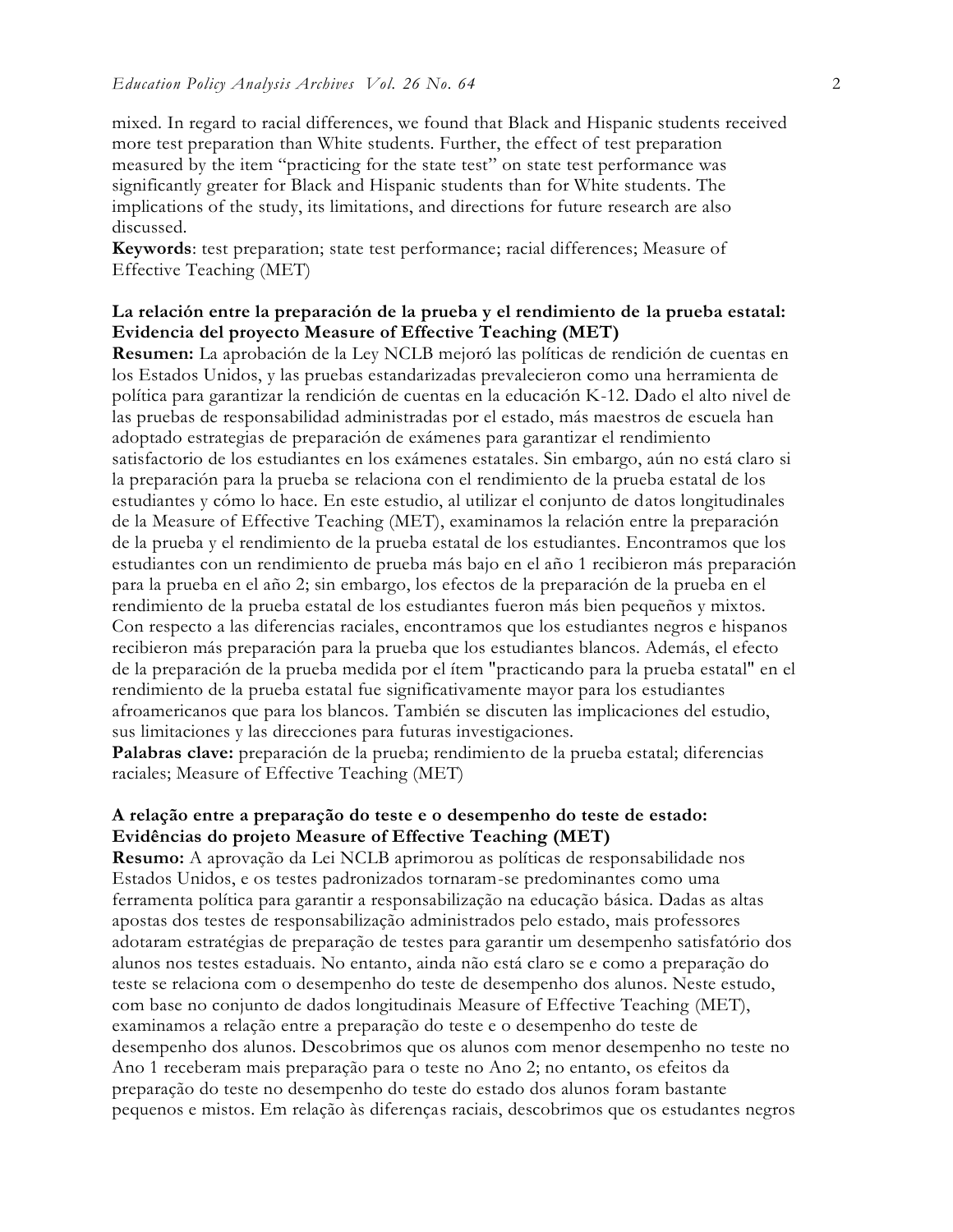mixed. In regard to racial differences, we found that Black and Hispanic students received more test preparation than White students. Further, the effect of test preparation measured by the item "practicing for the state test" on state test performance was significantly greater for Black and Hispanic students than for White students. The implications of the study, its limitations, and directions for future research are also discussed.

**Keywords**: test preparation; state test performance; racial differences; Measure of Effective Teaching (MET)

**La relación entre la preparación de la prueba y el rendimiento de la prueba estatal: Evidencia del proyecto Measure of Effective Teaching (MET)**

**Resumen:** La aprobación de la Ley NCLB mejoró las políticas de rendición de cuentas en los Estados Unidos, y las pruebas estandarizadas prevalecieron como una herramienta de política para garantizar la rendición de cuentas en la educación K-12. Dado el alto nivel de las pruebas de responsabilidad administradas por el estado, más maestros de escuela han adoptado estrategias de preparación de exámenes para garantizar el rendimiento satisfactorio de los estudiantes en los exámenes estatales. Sin embargo, aún no está claro si la preparación para la prueba se relaciona con el rendimiento de la prueba estatal de los estudiantes y cómo lo hace. En este estudio, al utilizar el conjunto de datos longitudinales de la Measure of Effective Teaching (MET), examinamos la relación entre la preparación de la prueba y el rendimiento de la prueba estatal de los estudiantes. Encontramos que los estudiantes con un rendimiento de prueba más bajo en el año 1 recibieron más preparación para la prueba en el año 2; sin embargo, los efectos de la preparación de la prueba en el rendimiento de la prueba estatal de los estudiantes fueron más bien pequeños y mixtos. Con respecto a las diferencias raciales, encontramos que los estudiantes negros e hispanos recibieron más preparación para la prueba que los estudiantes blancos. Además, el efecto de la preparación de la prueba medida por el ítem "practicando para la prueba estatal" en el rendimiento de la prueba estatal fue significativamente mayor para los estudiantes afroamericanos que para los blancos. También se discuten las implicaciones del estudio, sus limitaciones y las direcciones para futuras investigaciones.

**Palabras clave:** preparación de la prueba; rendimiento de la prueba estatal; diferencias raciales; Measure of Effective Teaching (MET)

**A relação entre a preparação do teste e o desempenho do teste de estado: Evidências do projeto Measure of Effective Teaching (MET)**

**Resumo:** A aprovação da Lei NCLB aprimorou as políticas de responsabilidade nos Estados Unidos, e os testes padronizados tornaram-se predominantes como uma ferramenta política para garantir a responsabilização na educação básica. Dadas as altas apostas dos testes de responsabilização administrados pelo estado, mais professores adotaram estratégias de preparação de testes para garantir um desempenho satisfatório dos alunos nos testes estaduais. No entanto, ainda não está claro se e como a preparação do teste se relaciona com o desempenho do teste de desempenho dos alunos. Neste estudo, com base no conjunto de dados longitudinais Measure of Effective Teaching (MET), examinamos a relação entre a preparação do teste e o desempenho do teste de desempenho dos alunos. Descobrimos que os alunos com menor desempenho no teste no Ano 1 receberam mais preparação para o teste no Ano 2; no entanto, os efeitos da preparação do teste no desempenho do teste do estado dos alunos foram bastante pequenos e mistos. Em relação às diferenças raciais, descobrimos que os estudantes negros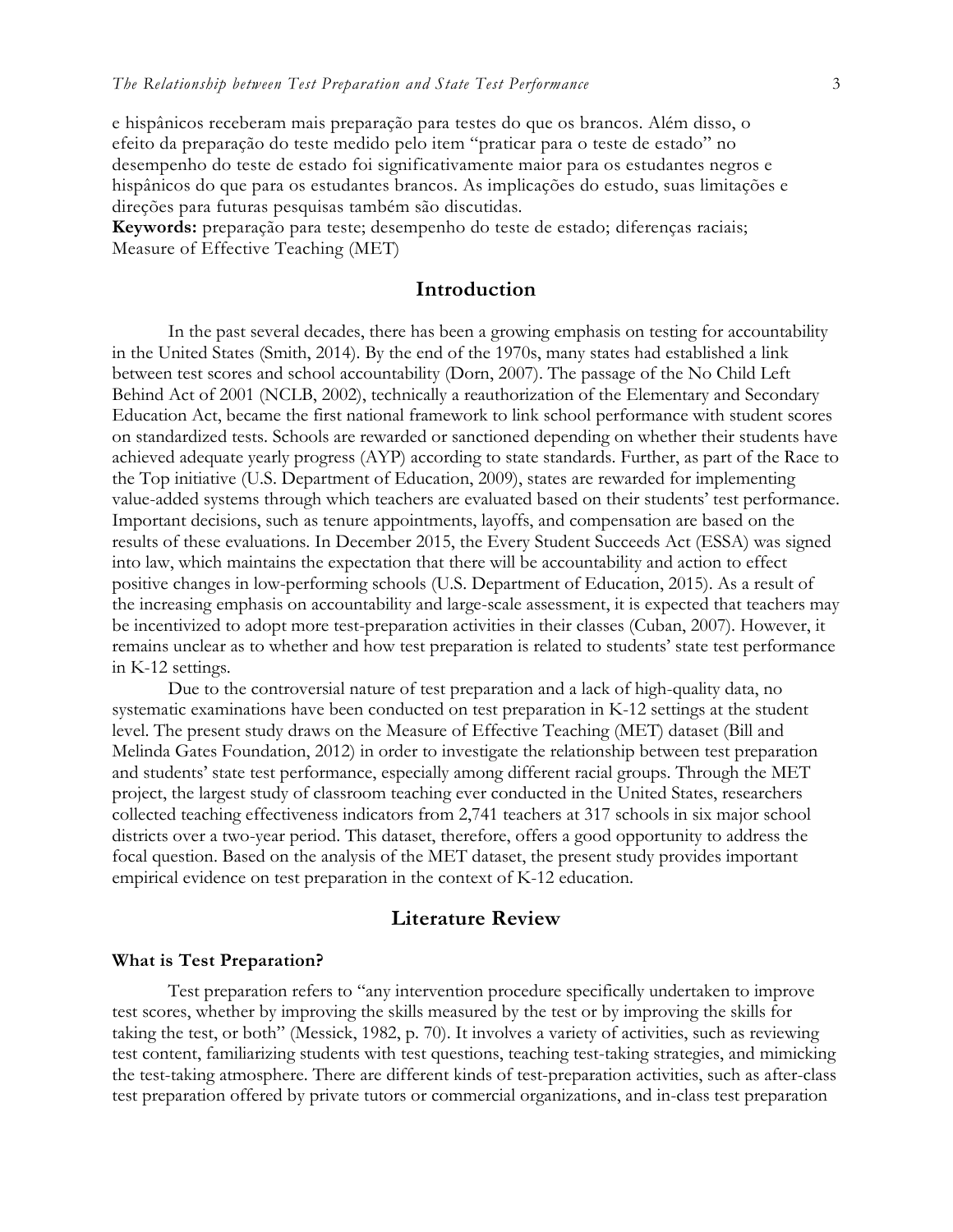e hispânicos receberam mais preparação para testes do que os brancos. Além disso, o efeito da preparação do teste medido pelo item "praticar para o teste de estado" no desempenho do teste de estado foi significativamente maior para os estudantes negros e hispânicos do que para os estudantes brancos. As implicações do estudo, suas limitações e direções para futuras pesquisas também são discutidas.

**Keywords:** preparação para teste; desempenho do teste de estado; diferenças raciais; Measure of Effective Teaching (MET)

## Introduction

In the past several decades, there has been a growing emphasis on testing for accountability in the United States (Smith, 2014). By the end of the 1970s, many states had established a link between test scores and school accountability (Dorn, 2007). The passage of the No Child Left Behind Act of 2001 (NCLB, 2002), technically a reauthorization of the Elementary and Secondary Education Act, became the first national framework to link school performance with student scores on standardized tests. Schools are rewarded or sanctioned depending on whether their students have achieved adequate yearly progress (AYP) according to state standards. Further, as part of the Race to the Top initiative (U.S. Department of Education, 2009), states are rewarded for implementing value-added systems through which teachers are evaluated based on their students' test performance. Important decisions, such as tenure appointments, layoffs, and compensation are based on the results of these evaluations. In December 2015, the Every Student Succeeds Act (ESSA) was signed into law, which maintains the expectation that there will be accountability and action to effect positive changes in low-performing schools (U.S. Department of Education, 2015). As a result of the increasing emphasis on accountability and large-scale assessment, it is expected that teachers may be incentivized to adopt more test-preparation activities in their classes (Cuban, 2007). However, it remains unclear as to whether and how test preparation is related to students' state test performance in K-12 settings.

Due to the controversial nature of test preparation and a lack of high-quality data, no systematic examinations have been conducted on test preparation in K-12 settings at the student level. The present study draws on the Measure of Effective Teaching (MET) dataset (Bill and Melinda Gates Foundation, 2012) in order to investigate the relationship between test preparation and students' state test performance, especially among different racial groups. Through the MET project, the largest study of classroom teaching ever conducted in the United States, researchers collected teaching effectiveness indicators from 2,741 teachers at 317 schools in six major school districts over a two-year period. This dataset, therefore, offers a good opportunity to address the focal question. Based on the analysis of the MET dataset, the present study provides important empirical evidence on test preparation in the context of K-12 education.

## Literature Review

### What is Test Preparation?

Test preparation refers to "any intervention procedure specifically undertaken to improve test scores, whether by improving the skills measured by the test or by improving the skills for taking the test, or both" (Messick, 1982, p. 70). It involves a variety of activities, such as reviewing test content, familiarizing students with test questions, teaching test-taking strategies, and mimicking the test-taking atmosphere. There are different kinds of test-preparation activities, such as after-class test preparation offered by private tutors or commercial organizations, and in-class test preparation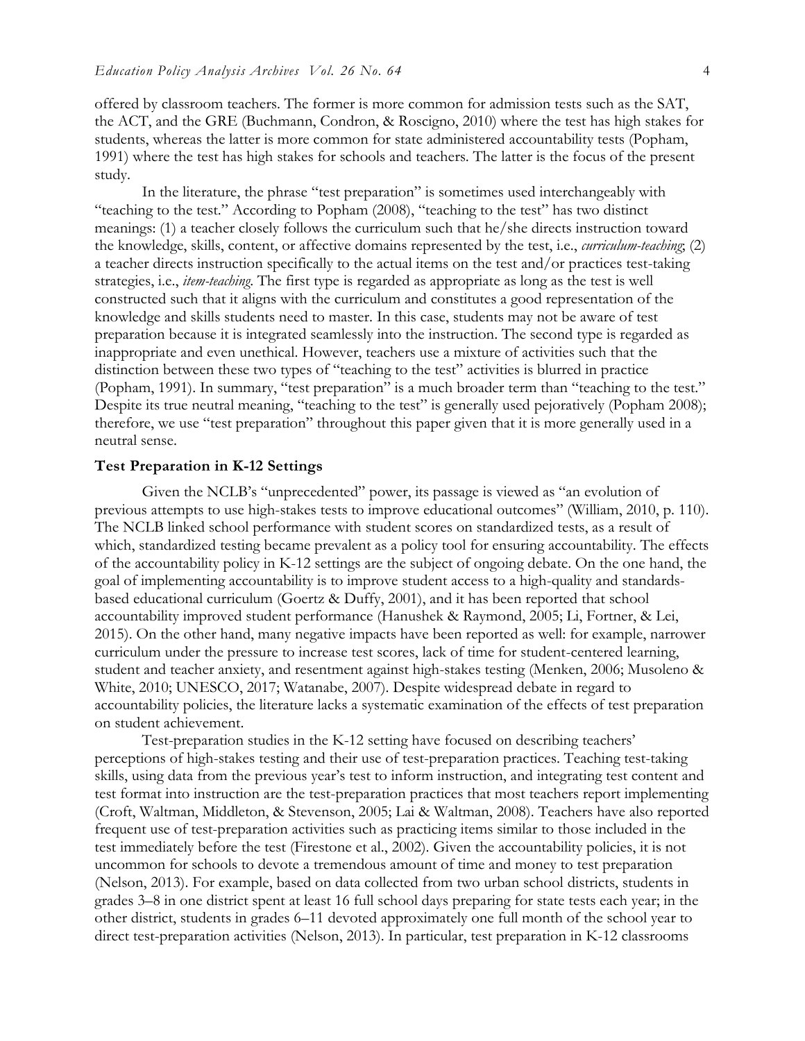offered by classroom teachers. The former is more common for admission tests such as the SAT, the ACT, and the GRE (Buchmann, Condron, & Roscigno, 2010) where the test has high stakes for students, whereas the latter is more common for state administered accountability tests (Popham, 1991) where the test has high stakes for schools and teachers. The latter is the focus of the present study.

In the literature, the phrase "test preparation" is sometimes used interchangeably with "teaching to the test." According to Popham (2008), "teaching to the test" has two distinct meanings: (1) a teacher closely follows the curriculum such that he/she directs instruction toward the knowledge, skills, content, or affective domains represented by the test, i.e., *curriculum-teaching*; (2) a teacher directs instruction specifically to the actual items on the test and/or practices test-taking strategies, i.e., *item-teaching*. The first type is regarded as appropriate as long as the test is well constructed such that it aligns with the curriculum and constitutes a good representation of the knowledge and skills students need to master. In this case, students may not be aware of test preparation because it is integrated seamlessly into the instruction. The second type is regarded as inappropriate and even unethical. However, teachers use a mixture of activities such that the distinction between these two types of "teaching to the test" activities is blurred in practice (Popham, 1991). In summary, "test preparation" is a much broader term than "teaching to the test." Despite its true neutral meaning, "teaching to the test" is generally used pejoratively (Popham 2008); therefore, we use "test preparation" throughout this paper given that it is more generally used in a neutral sense.

### Test Preparation in K-12 Settings

Given the NCLB's "unprecedented" power, its passage is viewed as "an evolution of previous attempts to use high-stakes tests to improve educational outcomes" (William, 2010, p. 110). The NCLB linked school performance with student scores on standardized tests, as a result of which, standardized testing became prevalent as a policy tool for ensuring accountability. The effects of the accountability policy in K-12 settings are the subject of ongoing debate. On the one hand, the goal of implementing accountability is to improve student access to a high-quality and standards-based educational curriculum (Goertz & Duffy, 2001), and it has been reported that school accountability improved student performance (Hanushek & Raymond, 2005; Li, Fortner, & Lei, 2015). On the other hand, many negative impacts have been reported as well: for example, narrower curriculum under the pressure to increase test scores, lack of time for student-centered learning, student and teacher anxiety, and resentment against high-stakes testing (Menken, 2006; Musoleno & White, 2010; UNESCO, 2017; Watanabe, 2007). Despite widespread debate in regard to accountability policies, the literature lacks a systematic examination of the effects of test preparation on student achievement.

Test-preparation studies in the K-12 setting have focused on describing teachers' perceptions of high-stakes testing and their use of test-preparation practices. Teaching test-taking skills, using data from the previous year's test to inform instruction, and integrating test content and test format into instruction are the test-preparation practices that most teachers report implementing (Croft, Waltman, Middleton, & Stevenson, 2005; Lai & Waltman, 2008). Teachers have also reported frequent use of test-preparation activities such as practicing items similar to those included in the test immediately before the test (Firestone et al., 2002). Given the accountability policies, it is not uncommon for schools to devote a tremendous amount of time and money to test preparation (Nelson, 2013). For example, based on data collected from two urban school districts, students in grades 3–8 in one district spent at least 16 full school days preparing for state tests each year; in the other district, students in grades 6–11 devoted approximately one full month of the school year to direct test-preparation activities (Nelson, 2013). In particular, test preparation in K-12 classrooms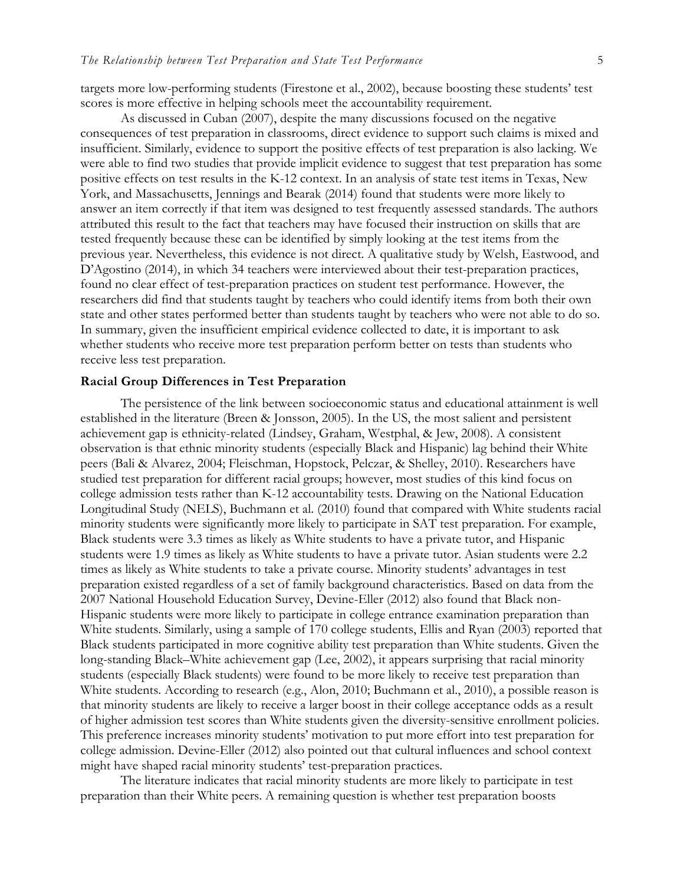targets more low-performing students (Firestone et al., 2002), because boosting these students' test scores is more effective in helping schools meet the accountability requirement.

As discussed in Cuban (2007), despite the many discussions focused on the negative consequences of test preparation in classrooms, direct evidence to support such claims is mixed and insufficient. Similarly, evidence to support the positive effects of test preparation is also lacking. We were able to find two studies that provide implicit evidence to suggest that test preparation has some positive effects on test results in the K-12 context. In an analysis of state test items in Texas, New York, and Massachusetts, Jennings and Bearak (2014) found that students were more likely to answer an item correctly if that item was designed to test frequently assessed standards. The authors attributed this result to the fact that teachers may have focused their instruction on skills that are tested frequently because these can be identified by simply looking at the test items from the previous year. Nevertheless, this evidence is not direct. A qualitative study by Welsh, Eastwood, and D'Agostino (2014), in which 34 teachers were interviewed about their test-preparation practices, found no clear effect of test-preparation practices on student test performance. However, the researchers did find that students taught by teachers who could identify items from both their own state and other states performed better than students taught by teachers who were not able to do so. In summary, given the insufficient empirical evidence collected to date, it is important to ask whether students who receive more test preparation perform better on tests than students who receive less test preparation.

### Racial Group Differences in Test Preparation

The persistence of the link between socioeconomic status and educational attainment is well established in the literature (Breen & Jonsson, 2005). In the US, the most salient and persistent achievement gap is ethnicity-related (Lindsey, Graham, Westphal, & Jew, 2008). A consistent observation is that ethnic minority students (especially Black and Hispanic) lag behind their White peers (Bali & Alvarez, 2004; Fleischman, Hopstock, Pelczar, & Shelley, 2010). Researchers have studied test preparation for different racial groups; however, most studies of this kind focus on college admission tests rather than K-12 accountability tests. Drawing on the National Education Longitudinal Study (NELS), Buchmann et al. (2010) found that compared with White students racial minority students were significantly more likely to participate in SAT test preparation. For example, Black students were 3.3 times as likely as White students to have a private tutor, and Hispanic students were 1.9 times as likely as White students to have a private tutor. Asian students were 2.2 times as likely as White students to take a private course. Minority students' advantages in test preparation existed regardless of a set of family background characteristics. Based on data from the 2007 National Household Education Survey, Devine-Eller (2012) also found that Black non-Hispanic students were more likely to participate in college entrance examination preparation than White students. Similarly, using a sample of 170 college students, Ellis and Ryan (2003) reported that Black students participated in more cognitive ability test preparation than White students. Given the long-standing Black–White achievement gap (Lee, 2002), it appears surprising that racial minority students (especially Black students) were found to be more likely to receive test preparation than White students. According to research (e.g., Alon, 2010; Buchmann et al., 2010), a possible reason is that minority students are likely to receive a larger boost in their college acceptance odds as a result of higher admission test scores than White students given the diversity-sensitive enrollment policies. This preference increases minority students' motivation to put more effort into test preparation for college admission. Devine-Eller (2012) also pointed out that cultural influences and school context might have shaped racial minority students' test-preparation practices.

The literature indicates that racial minority students are more likely to participate in test preparation than their White peers. A remaining question is whether test preparation boosts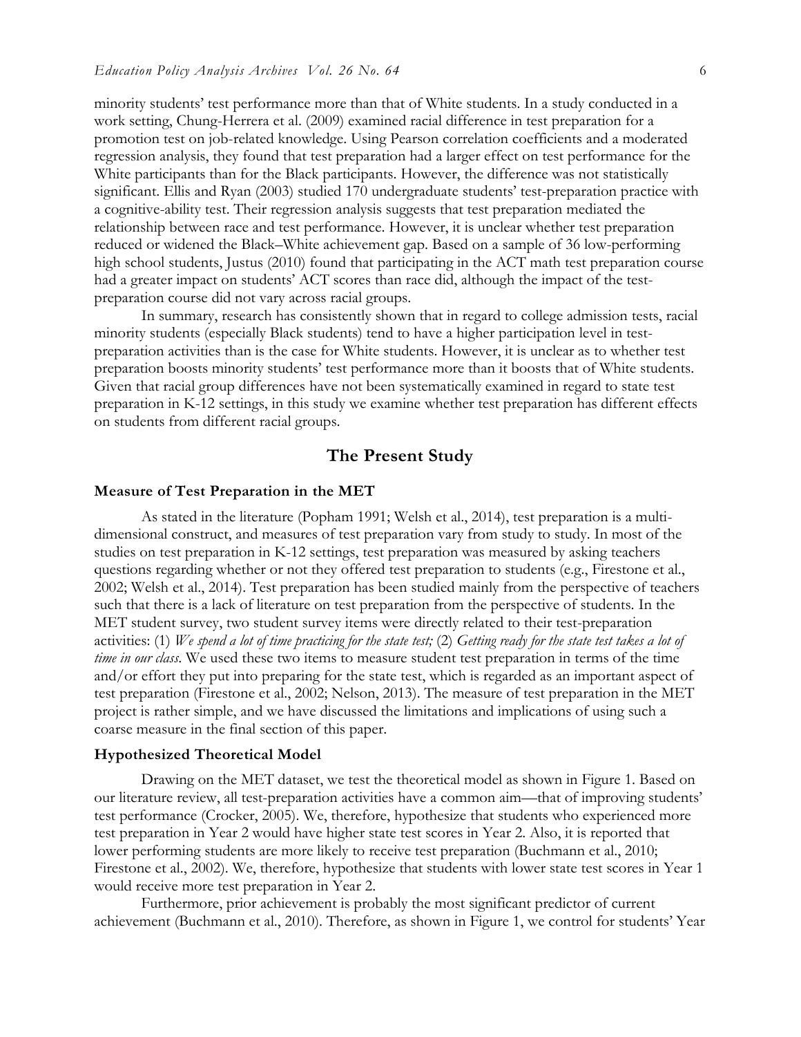minority students' test performance more than that of White students. In a study conducted in a work setting, Chung-Herrera et al. (2009) examined racial difference in test preparation for a promotion test on job-related knowledge. Using Pearson correlation coefficients and a moderated regression analysis, they found that test preparation had a larger effect on test performance for the White participants than for the Black participants. However, the difference was not statistically significant. Ellis and Ryan (2003) studied 170 undergraduate students' test-preparation practice with a cognitive-ability test. Their regression analysis suggests that test preparation mediated the relationship between race and test performance. However, it is unclear whether test preparation reduced or widened the Black–White achievement gap. Based on a sample of 36 low-performing high school students, Justus (2010) found that participating in the ACT math test preparation course had a greater impact on students' ACT scores than race did, although the impact of the test-preparation course did not vary across racial groups.

In summary, research has consistently shown that in regard to college admission tests, racial minority students (especially Black students) tend to have a higher participation level in test-preparation activities than is the case for White students. However, it is unclear as to whether test preparation boosts minority students' test performance more than it boosts that of White students. Given that racial group differences have not been systematically examined in regard to state test preparation in K-12 settings, in this study we examine whether test preparation has different effects on students from different racial groups.

## The Present Study

### Measure of Test Preparation in the MET

As stated in the literature (Popham 1991; Welsh et al., 2014), test preparation is a multi-dimensional construct, and measures of test preparation vary from study to study. In most of the studies on test preparation in K-12 settings, test preparation was measured by asking teachers questions regarding whether or not they offered test preparation to students (e.g., Firestone et al., 2002; Welsh et al., 2014). Test preparation has been studied mainly from the perspective of teachers such that there is a lack of literature on test preparation from the perspective of students. In the MET student survey, two student survey items were directly related to their test-preparation activities: (1) *We spend a lot of time practicing for the state test;* (2) *Getting ready for the state test takes a lot of time in our class*. We used these two items to measure student test preparation in terms of the time and/or effort they put into preparing for the state test, which is regarded as an important aspect of test preparation (Firestone et al., 2002; Nelson, 2013). The measure of test preparation in the MET project is rather simple, and we have discussed the limitations and implications of using such a coarse measure in the final section of this paper.

### Hypothesized Theoretical Model

Drawing on the MET dataset, we test the theoretical model as shown in Figure 1. Based on our literature review, all test-preparation activities have a common aim—that of improving students' test performance (Crocker, 2005). We, therefore, hypothesize that students who experienced more test preparation in Year 2 would have higher state test scores in Year 2. Also, it is reported that lower performing students are more likely to receive test preparation (Buchmann et al., 2010; Firestone et al., 2002). We, therefore, hypothesize that students with lower state test scores in Year 1 would receive more test preparation in Year 2.

Furthermore, prior achievement is probably the most significant predictor of current achievement (Buchmann et al., 2010). Therefore, as shown in Figure 1, we control for students' Year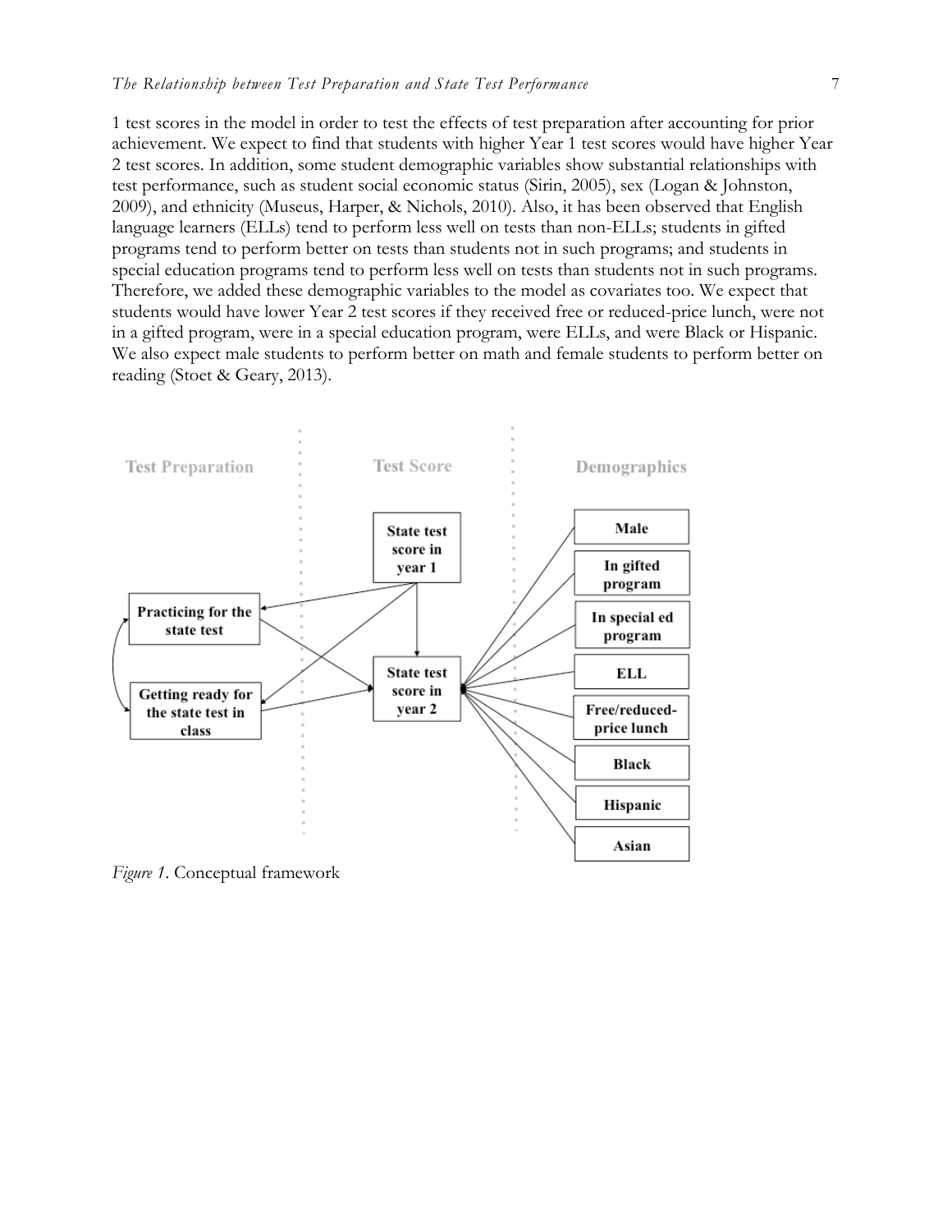1 test scores in the model in order to test the effects of test preparation after accounting for prior achievement. We expect to find that students with higher Year 1 test scores would have higher Year 2 test scores. In addition, some student demographic variables show substantial relationships with test performance, such as student social economic status (Sirin, 2005), sex (Logan & Johnston, 2009), and ethnicity (Museus, Harper, & Nichols, 2010). Also, it has been observed that English language learners (ELLs) tend to perform less well on tests than non-ELLs; students in gifted programs tend to perform better on tests than students not in such programs; and students in special education programs tend to perform less well on tests than students not in such programs. Therefore, we added these demographic variables to the model as covariates too. We expect that students would have lower Year 2 test scores if they received free or reduced-price lunch, were not in a gifted program, were in a special education program, were ELLs, and were Black or Hispanic. We also expect male students to perform better on math and female students to perform better on reading (Stoet & Geary, 2013).

*Figure 1*. Conceptual framework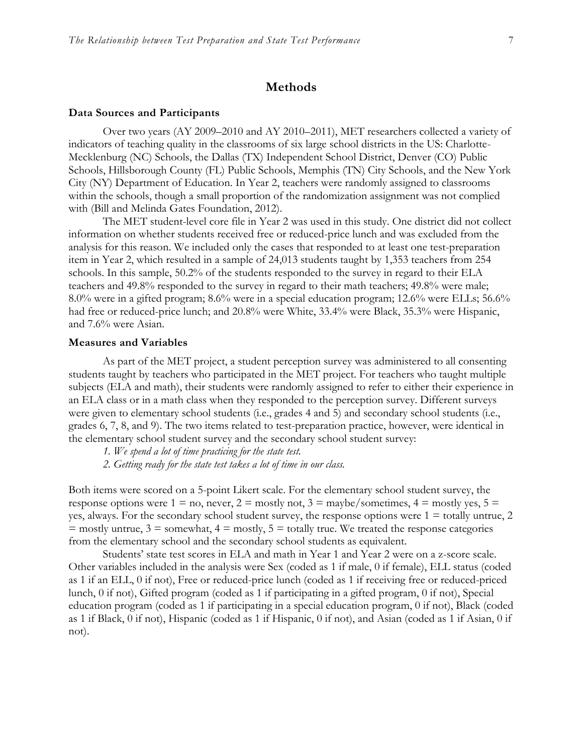## Methods

### Data Sources and Participants

Over two years (AY 2009–2010 and AY 2010–2011), MET researchers collected a variety of indicators of teaching quality in the classrooms of six large school districts in the US: Charlotte-Mecklenburg (NC) Schools, the Dallas (TX) Independent School District, Denver (CO) Public Schools, Hillsborough County (FL) Public Schools, Memphis (TN) City Schools, and the New York City (NY) Department of Education. In Year 2, teachers were randomly assigned to classrooms within the schools, though a small proportion of the randomization assignment was not complied with (Bill and Melinda Gates Foundation, 2012).

The MET student-level core file in Year 2 was used in this study. One district did not collect information on whether students received free or reduced-price lunch and was excluded from the analysis for this reason. We included only the cases that responded to at least one test-preparation item in Year 2, which resulted in a sample of 24,013 students taught by 1,353 teachers from 254 schools. In this sample, 50.2% of the students responded to the survey in regard to their ELA teachers and 49.8% responded to the survey in regard to their math teachers; 49.8% were male; 8.0% were in a gifted program; 8.6% were in a special education program; 12.6% were ELLs; 56.6% had free or reduced-price lunch; and 20.8% were White, 33.4% were Black, 35.3% were Hispanic, and 7.6% were Asian.

### Measures and Variables

As part of the MET project, a student perception survey was administered to all consenting students taught by teachers who participated in the MET project. For teachers who taught multiple subjects (ELA and math), their students were randomly assigned to refer to either their experience in an ELA class or in a math class when they responded to the perception survey. Different surveys were given to elementary school students (i.e., grades 4 and 5) and secondary school students (i.e., grades 6, 7, 8, and 9). The two items related to test-preparation practice, however, were identical in the elementary school student survey and the secondary school student survey:

1. *We spend a lot of time practicing for the state test.*
2. *Getting ready for the state test takes a lot of time in our class.*

Both items were scored on a 5-point Likert scale. For the elementary school student survey, the response options were 1 = no, never, 2 = mostly not, 3 = maybe/sometimes, 4 = mostly yes, 5 = yes, always. For the secondary school student survey, the response options were 1 = totally untrue, 2 = mostly untrue, 3 = somewhat, 4 = mostly, 5 = totally true. We treated the response categories from the elementary school and the secondary school students as equivalent.

Students' state test scores in ELA and math in Year 1 and Year 2 were on a z-score scale. Other variables included in the analysis were Sex (coded as 1 if male, 0 if female), ELL status (coded as 1 if an ELL, 0 if not), Free or reduced-price lunch (coded as 1 if receiving free or reduced-priced lunch, 0 if not), Gifted program (coded as 1 if participating in a gifted program, 0 if not), Special education program (coded as 1 if participating in a special education program, 0 if not), Black (coded as 1 if Black, 0 if not), Hispanic (coded as 1 if Hispanic, 0 if not), and Asian (coded as 1 if Asian, 0 if not).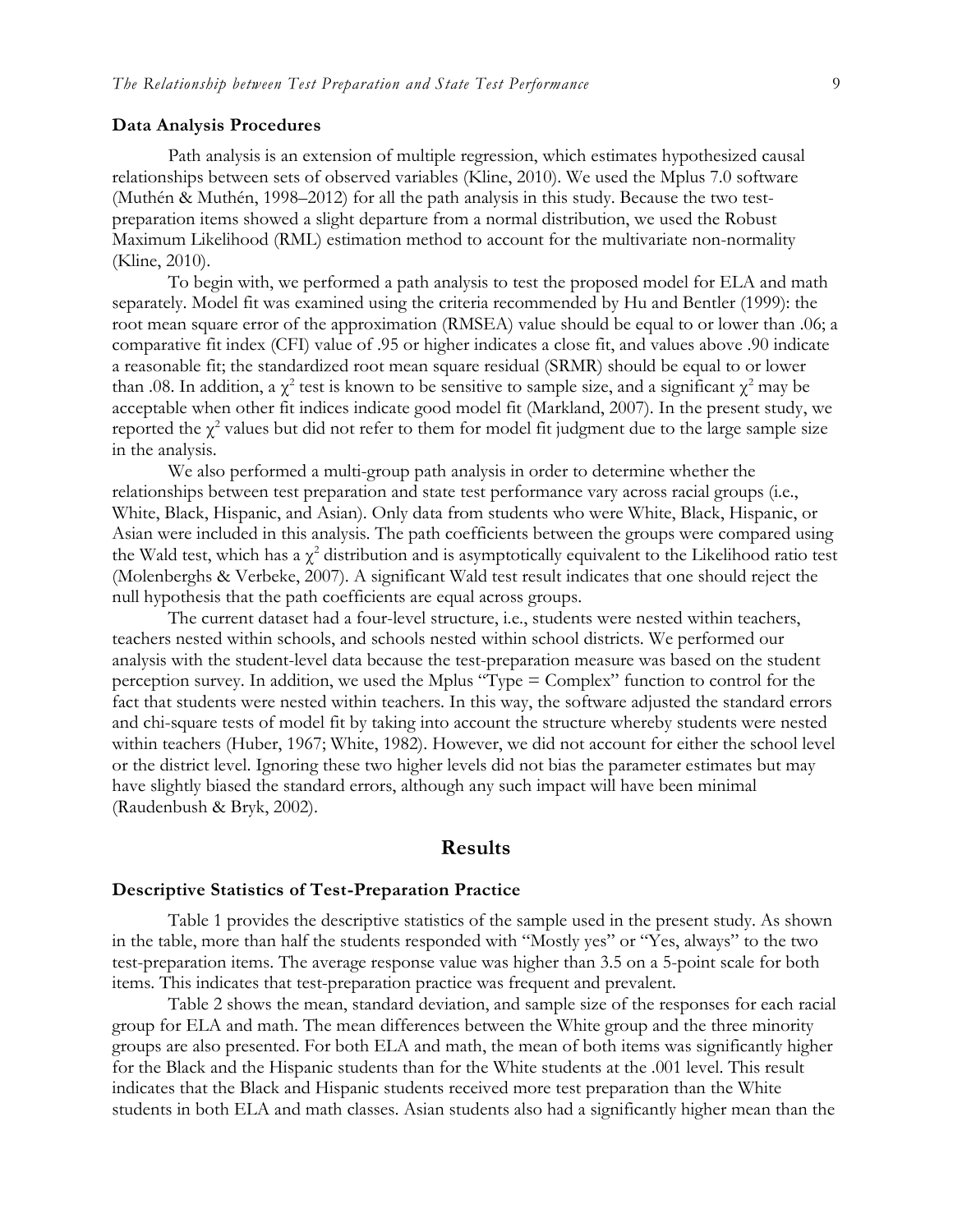### Data Analysis Procedures

Path analysis is an extension of multiple regression, which estimates hypothesized causal relationships between sets of observed variables (Kline, 2010). We used the Mplus 7.0 software (Muthén & Muthén, 1998–2012) for all the path analysis in this study. Because the two test-preparation items showed a slight departure from a normal distribution, we used the Robust Maximum Likelihood (RML) estimation method to account for the multivariate non-normality (Kline, 2010).

To begin with, we performed a path analysis to test the proposed model for ELA and math separately. Model fit was examined using the criteria recommended by Hu and Bentler (1999): the root mean square error of the approximation (RMSEA) value should be equal to or lower than .06; a comparative fit index (CFI) value of .95 or higher indicates a close fit, and values above .90 indicate a reasonable fit; the standardized root mean square residual (SRMR) should be equal to or lower than .08. In addition, a $\chi^2$ test is known to be sensitive to sample size, and a significant $\chi^2$ may be acceptable when other fit indices indicate good model fit (Markland, 2007). In the present study, we reported the $\chi^2$ values but did not refer to them for model fit judgment due to the large sample size in the analysis.

We also performed a multi-group path analysis in order to determine whether the relationships between test preparation and state test performance vary across racial groups (i.e., White, Black, Hispanic, and Asian). Only data from students who were White, Black, Hispanic, or Asian were included in this analysis. The path coefficients between the groups were compared using the Wald test, which has a $\chi^2$ distribution and is asymptotically equivalent to the Likelihood ratio test (Molenberghs & Verbeke, 2007). A significant Wald test result indicates that one should reject the null hypothesis that the path coefficients are equal across groups.

The current dataset had a four-level structure, i.e., students were nested within teachers, teachers nested within schools, and schools nested within school districts. We performed our analysis with the student-level data because the test-preparation measure was based on the student perception survey. In addition, we used the Mplus "Type = Complex" function to control for the fact that students were nested within teachers. In this way, the software adjusted the standard errors and chi-square tests of model fit by taking into account the structure whereby students were nested within teachers (Huber, 1967; White, 1982). However, we did not account for either the school level or the district level. Ignoring these two higher levels did not bias the parameter estimates but may have slightly biased the standard errors, although any such impact will have been minimal (Raudenbush & Bryk, 2002).

## Results

### Descriptive Statistics of Test-Preparation Practice

Table 1 provides the descriptive statistics of the sample used in the present study. As shown in the table, more than half the students responded with "Mostly yes" or "Yes, always" to the two test-preparation items. The average response value was higher than 3.5 on a 5-point scale for both items. This indicates that test-preparation practice was frequent and prevalent.

Table 2 shows the mean, standard deviation, and sample size of the responses for each racial group for ELA and math. The mean differences between the White group and the three minority groups are also presented. For both ELA and math, the mean of both items was significantly higher for the Black and the Hispanic students than for the White students at the .001 level. This result indicates that the Black and Hispanic students received more test preparation than the White students in both ELA and math classes. Asian students also had a significantly higher mean than the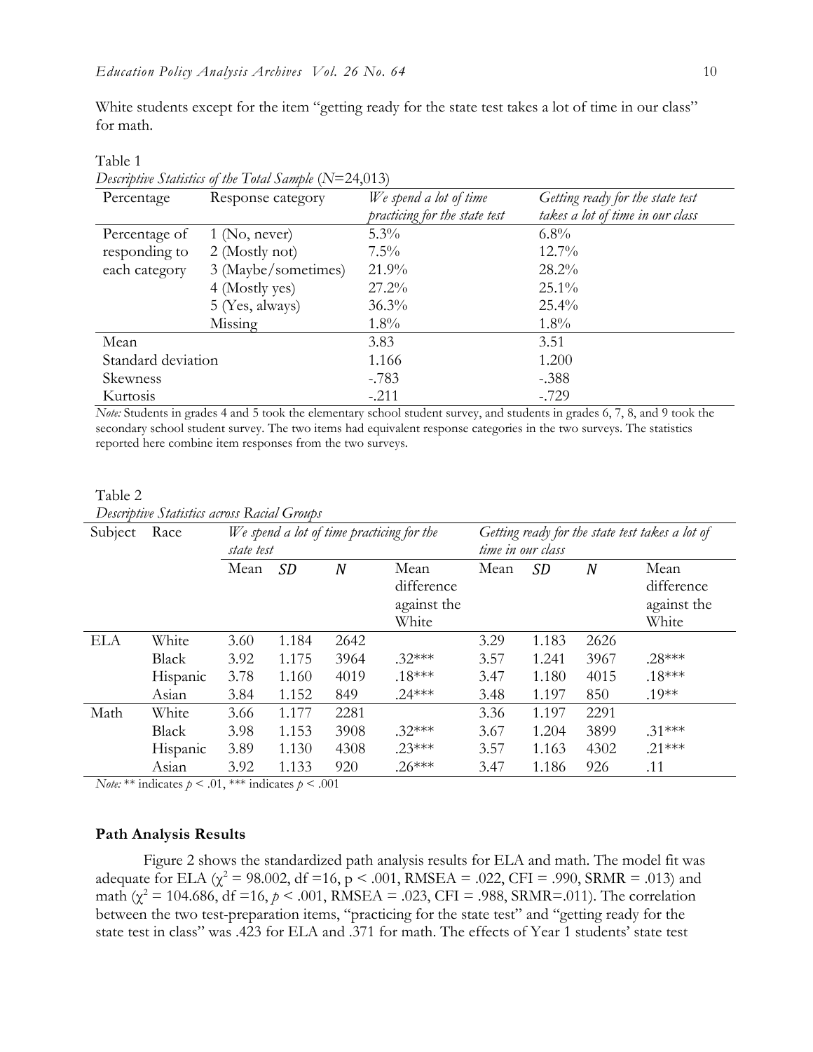White students except for the item “getting ready for the state test takes a lot of time in our class” for math.

Table 1
*Descriptive Statistics of the Total Sample* ($N$=24,013)

| Percentage | Response category | *We spend a lot of time practicing for the state test* | *Getting ready for the state test takes a lot of time in our class* |
|---|---|---|---|
| Percentage of responding to each category | 1 (No, never) | 5.3% | 6.8% |
| | 2 (Mostly not) | 7.5% | 12.7% |
| | 3 (Maybe/sometimes) | 21.9% | 28.2% |
| | 4 (Mostly yes) | 27.2% | 25.1% |
| | 5 (Yes, always) | 36.3% | 25.4% |
| | Missing | 1.8% | 1.8% |
| Mean | | 3.83 | 3.51 |
| Standard deviation | | 1.166 | 1.200 |
| Skewness | | -.783 | -.388 |
| Kurtosis | | -.211 | -.729 |

*Note:* Students in grades 4 and 5 took the elementary school student survey, and students in grades 6, 7, 8, and 9 took the secondary school student survey. The two items had equivalent response categories in the two surveys. The statistics reported here combine item responses from the two surveys.

Table 2
*Descriptive Statistics across Racial Groups*

| Subject | Race | *We spend a lot of time practicing for the state test* | | | | *Getting ready for the state test takes a lot of time in our class* | | | |
|---|---|---|---|---|---|---|---|---|---|
| | | Mean | *SD* | *N* | Mean difference against the White | Mean | *SD* | *N* | Mean difference against the White |
| ELA | White | 3.60 | 1.184 | 2642 | | 3.29 | 1.183 | 2626 | |
| | Black | 3.92 | 1.175 | 3964 | .32*** | 3.57 | 1.241 | 3967 | .28*** |
| | Hispanic | 3.78 | 1.160 | 4019 | .18*** | 3.47 | 1.180 | 4015 | .18*** |
| | Asian | 3.84 | 1.152 | 849 | .24*** | 3.48 | 1.197 | 850 | .19** |
| Math | White | 3.66 | 1.177 | 2281 | | 3.36 | 1.197 | 2291 | |
| | Black | 3.98 | 1.153 | 3908 | .32*** | 3.67 | 1.204 | 3899 | .31*** |
| | Hispanic | 3.89 | 1.130 | 4308 | .23*** | 3.57 | 1.163 | 4302 | .21*** |
| | Asian | 3.92 | 1.133 | 920 | .26*** | 3.47 | 1.186 | 926 | .11 |

*Note:* ** indicates $p < .01$, *** indicates $p < .001$

### Path Analysis Results

Figure 2 shows the standardized path analysis results for ELA and math. The model fit was adequate for ELA ($\chi^2 = 98.002$, df =16, $p < .001$, RMSEA = .022, CFI = .990, SRMR = .013) and math ($\chi^2 = 104.686$, df =16, $p < .001$, RMSEA = .023, CFI = .988, SRMR=.011). The correlation between the two test-preparation items, “practicing for the state test” and “getting ready for the state test in class” was .423 for ELA and .371 for math. The effects of Year 1 students’ state test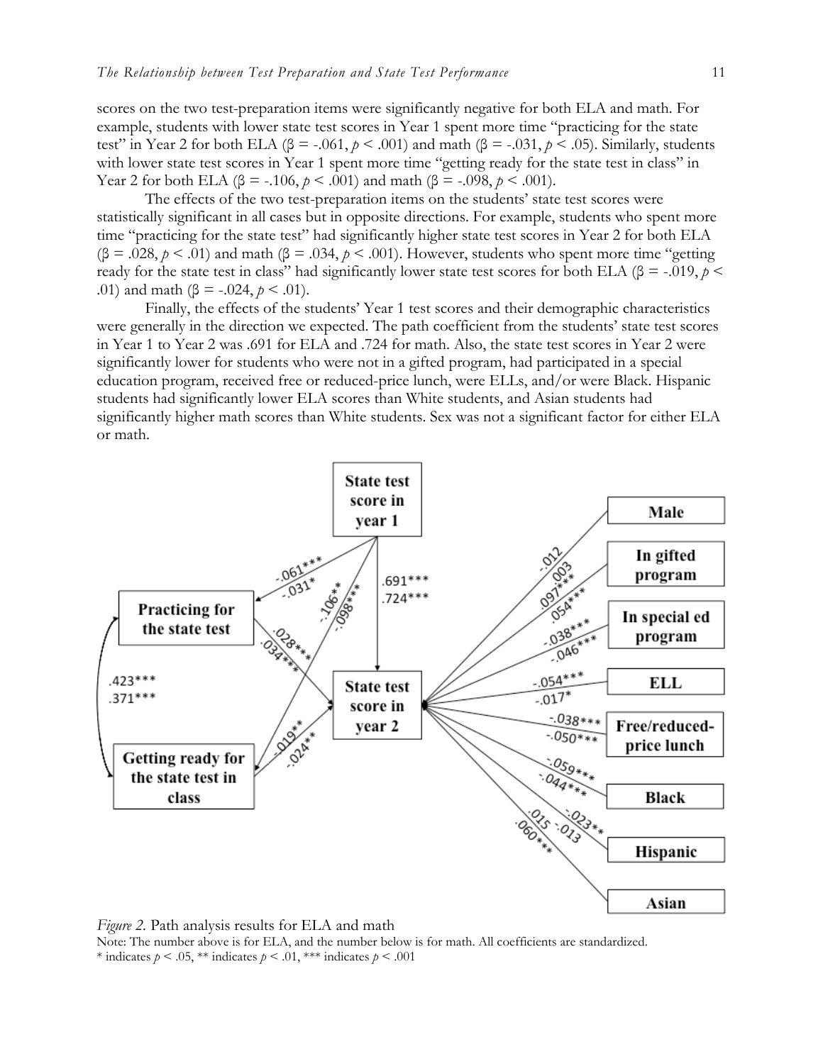scores on the two test-preparation items were significantly negative for both ELA and math. For example, students with lower state test scores in Year 1 spent more time "practicing for the state test" in Year 2 for both ELA ($\beta = -.061$, $p < .001$) and math ($\beta = -.031$, $p < .05$). Similarly, students with lower state test scores in Year 1 spent more time "getting ready for the state test in class" in Year 2 for both ELA ($\beta = -.106$, $p < .001$) and math ($\beta = -.098$, $p < .001$).

The effects of the two test-preparation items on the students' state test scores were statistically significant in all cases but in opposite directions. For example, students who spent more time "practicing for the state test" had significantly higher state test scores in Year 2 for both ELA ($\beta = .028$, $p < .01$) and math ($\beta = .034$, $p < .001$). However, students who spent more time "getting ready for the state test in class" had significantly lower state test scores for both ELA ($\beta = -.019$, $p < .01$) and math ($\beta = -.024$, $p < .01$).

Finally, the effects of the students' Year 1 test scores and their demographic characteristics were generally in the direction we expected. The path coefficient from the students' state test scores in Year 1 to Year 2 was .691 for ELA and .724 for math. Also, the state test scores in Year 2 were significantly lower for students who were not in a gifted program, had participated in a special education program, received free or reduced-price lunch, were ELLs, and/or were Black. Hispanic students had significantly lower ELA scores than White students, and Asian students had significantly higher math scores than White students. Sex was not a significant factor for either ELA or math.

*Figure 2.* Path analysis results for ELA and math

Note: The number above is for ELA, and the number below is for math. All coefficients are standardized.
\* indicates $p < .05$, \*\* indicates $p < .01$, \*\*\* indicates $p < .001$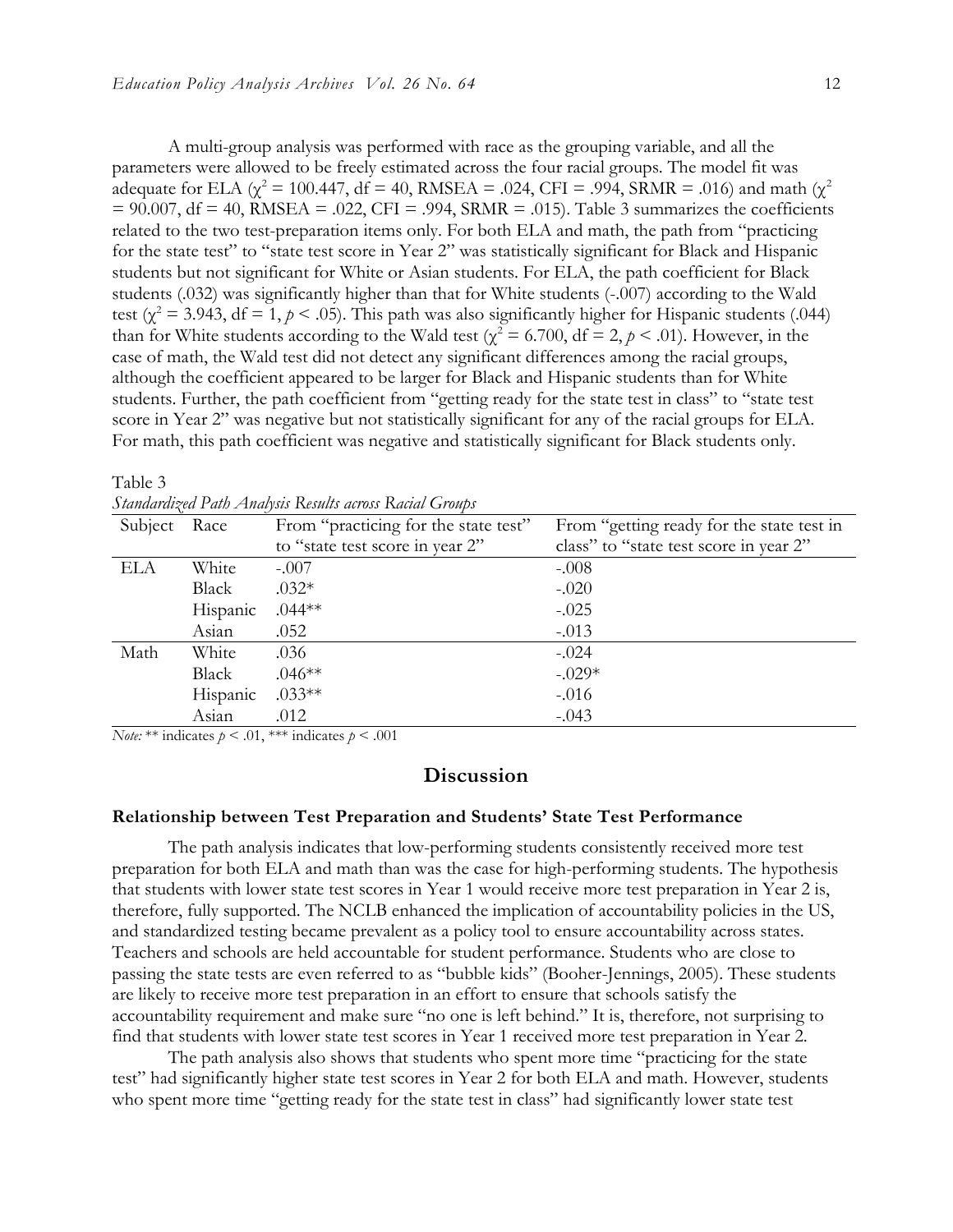A multi-group analysis was performed with race as the grouping variable, and all the parameters were allowed to be freely estimated across the four racial groups. The model fit was adequate for ELA ($\chi^2 = 100.447$, df = 40, RMSEA = .024, CFI = .994, SRMR = .016) and math ($\chi^2 = 90.007$, df = 40, RMSEA = .022, CFI = .994, SRMR = .015). Table 3 summarizes the coefficients related to the two test-preparation items only. For both ELA and math, the path from "practicing for the state test" to "state test score in Year 2" was statistically significant for Black and Hispanic students but not significant for White or Asian students. For ELA, the path coefficient for Black students (.032) was significantly higher than that for White students (-.007) according to the Wald test ($\chi^2 = 3.943$, df = 1, $p < .05$). This path was also significantly higher for Hispanic students (.044) than for White students according to the Wald test ($\chi^2 = 6.700$, df = 2, $p < .01$). However, in the case of math, the Wald test did not detect any significant differences among the racial groups, although the coefficient appeared to be larger for Black and Hispanic students than for White students. Further, the path coefficient from "getting ready for the state test in class" to "state test score in Year 2" was negative but not statistically significant for any of the racial groups for ELA. For math, this path coefficient was negative and statistically significant for Black students only.

Table 3

*Standardized Path Analysis Results across Racial Groups*

| Subject | Race | From "practicing for the state test" to "state test score in year 2" | From "getting ready for the state test in class" to "state test score in year 2" |
|---|---|---|---|
| ELA | White | -.007 | -.008 |
| | Black | .032* | -.020 |
| | Hispanic | .044** | -.025 |
| | Asian | .052 | -.013 |
| Math | White | .036 | -.024 |
| | Black | .046** | -.029* |
| | Hispanic | .033** | -.016 |
| | Asian | .012 | -.043 |

*Note:* ** indicates $p < .01$, *** indicates $p < .001$

## Discussion

### Relationship between Test Preparation and Students' State Test Performance

The path analysis indicates that low-performing students consistently received more test preparation for both ELA and math than was the case for high-performing students. The hypothesis that students with lower state test scores in Year 1 would receive more test preparation in Year 2 is, therefore, fully supported. The NCLB enhanced the implication of accountability policies in the US, and standardized testing became prevalent as a policy tool to ensure accountability across states. Teachers and schools are held accountable for student performance. Students who are close to passing the state tests are even referred to as "bubble kids" (Booher-Jennings, 2005). These students are likely to receive more test preparation in an effort to ensure that schools satisfy the accountability requirement and make sure "no one is left behind." It is, therefore, not surprising to find that students with lower state test scores in Year 1 received more test preparation in Year 2.

The path analysis also shows that students who spent more time "practicing for the state test" had significantly higher state test scores in Year 2 for both ELA and math. However, students who spent more time "getting ready for the state test in class" had significantly lower state test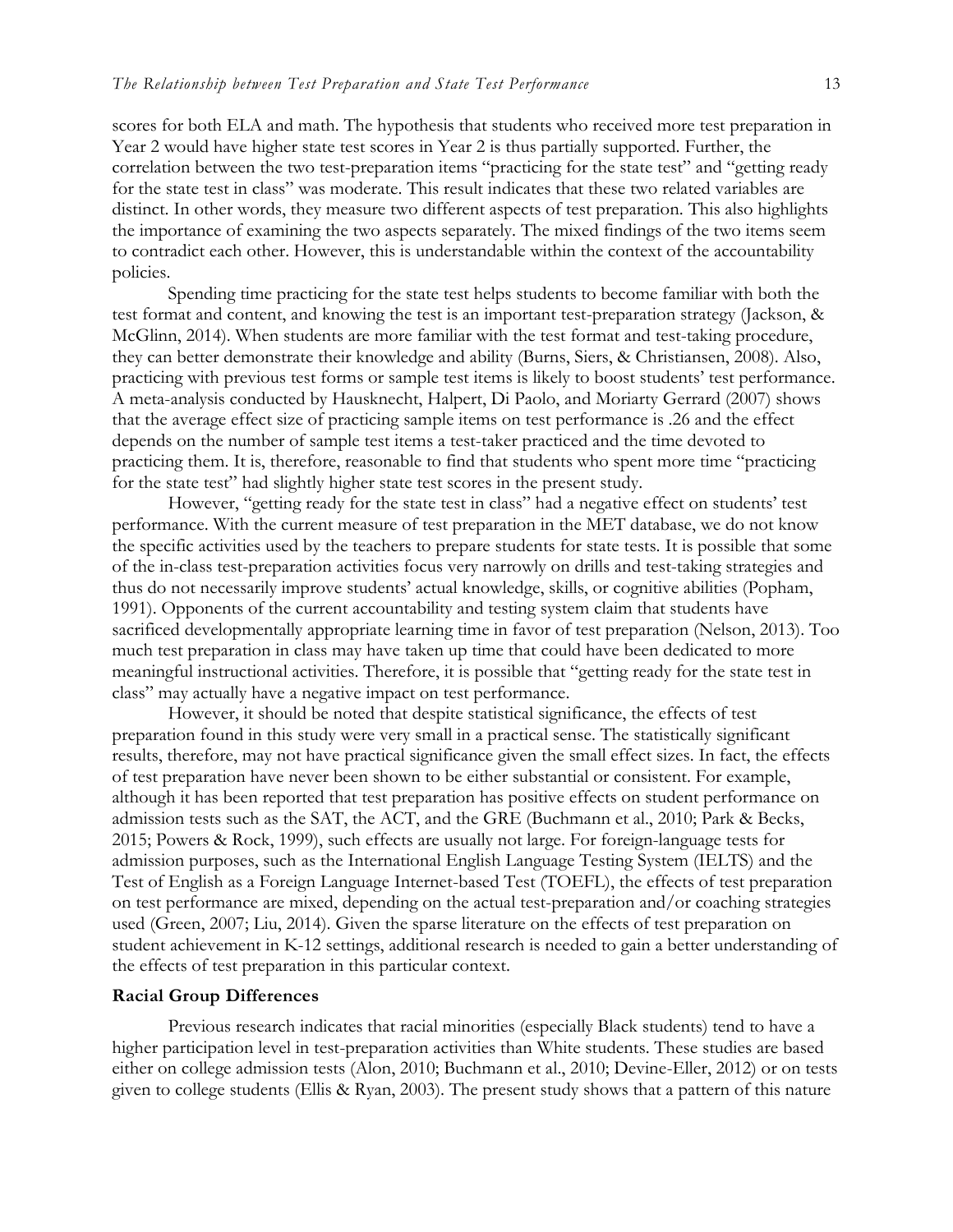scores for both ELA and math. The hypothesis that students who received more test preparation in Year 2 would have higher state test scores in Year 2 is thus partially supported. Further, the correlation between the two test-preparation items "practicing for the state test" and "getting ready for the state test in class" was moderate. This result indicates that these two related variables are distinct. In other words, they measure two different aspects of test preparation. This also highlights the importance of examining the two aspects separately. The mixed findings of the two items seem to contradict each other. However, this is understandable within the context of the accountability policies.

Spending time practicing for the state test helps students to become familiar with both the test format and content, and knowing the test is an important test-preparation strategy (Jackson, & McGlinn, 2014). When students are more familiar with the test format and test-taking procedure, they can better demonstrate their knowledge and ability (Burns, Siers, & Christiansen, 2008). Also, practicing with previous test forms or sample test items is likely to boost students' test performance. A meta-analysis conducted by Hausknecht, Halpert, Di Paolo, and Moriarty Gerrard (2007) shows that the average effect size of practicing sample items on test performance is .26 and the effect depends on the number of sample test items a test-taker practiced and the time devoted to practicing them. It is, therefore, reasonable to find that students who spent more time "practicing for the state test" had slightly higher state test scores in the present study.

However, "getting ready for the state test in class" had a negative effect on students' test performance. With the current measure of test preparation in the MET database, we do not know the specific activities used by the teachers to prepare students for state tests. It is possible that some of the in-class test-preparation activities focus very narrowly on drills and test-taking strategies and thus do not necessarily improve students' actual knowledge, skills, or cognitive abilities (Popham, 1991). Opponents of the current accountability and testing system claim that students have sacrificed developmentally appropriate learning time in favor of test preparation (Nelson, 2013). Too much test preparation in class may have taken up time that could have been dedicated to more meaningful instructional activities. Therefore, it is possible that "getting ready for the state test in class" may actually have a negative impact on test performance.

However, it should be noted that despite statistical significance, the effects of test preparation found in this study were very small in a practical sense. The statistically significant results, therefore, may not have practical significance given the small effect sizes. In fact, the effects of test preparation have never been shown to be either substantial or consistent. For example, although it has been reported that test preparation has positive effects on student performance on admission tests such as the SAT, the ACT, and the GRE (Buchmann et al., 2010; Park & Becks, 2015; Powers & Rock, 1999), such effects are usually not large. For foreign-language tests for admission purposes, such as the International English Language Testing System (IELTS) and the Test of English as a Foreign Language Internet-based Test (TOEFL), the effects of test preparation on test performance are mixed, depending on the actual test-preparation and/or coaching strategies used (Green, 2007; Liu, 2014). Given the sparse literature on the effects of test preparation on student achievement in K-12 settings, additional research is needed to gain a better understanding of the effects of test preparation in this particular context.

### Racial Group Differences

Previous research indicates that racial minorities (especially Black students) tend to have a higher participation level in test-preparation activities than White students. These studies are based either on college admission tests (Alon, 2010; Buchmann et al., 2010; Devine-Eller, 2012) or on tests given to college students (Ellis & Ryan, 2003). The present study shows that a pattern of this nature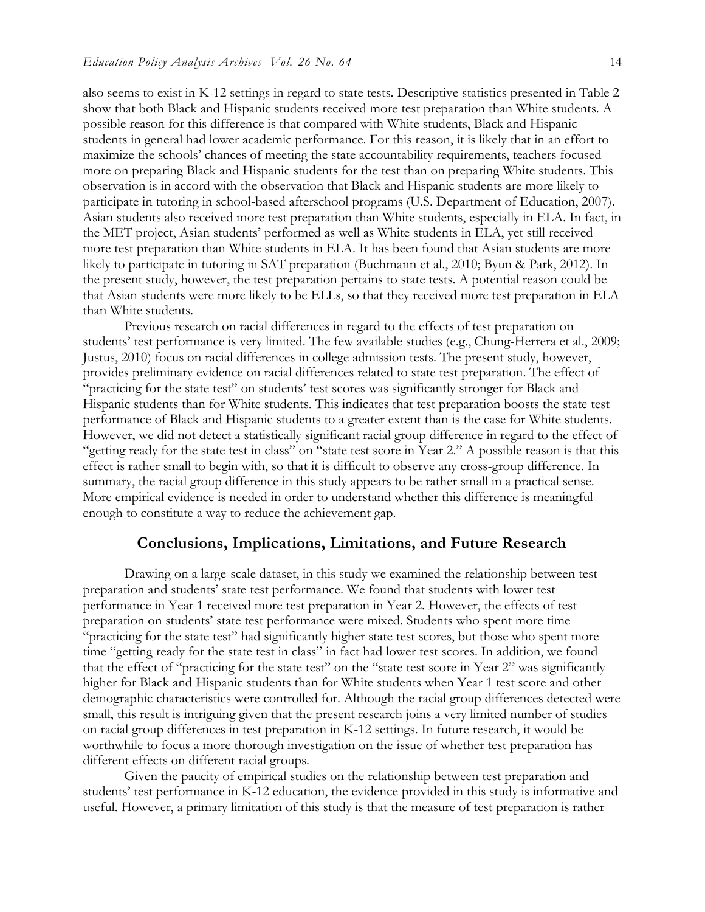also seems to exist in K-12 settings in regard to state tests. Descriptive statistics presented in Table 2 show that both Black and Hispanic students received more test preparation than White students. A possible reason for this difference is that compared with White students, Black and Hispanic students in general had lower academic performance. For this reason, it is likely that in an effort to maximize the schools' chances of meeting the state accountability requirements, teachers focused more on preparing Black and Hispanic students for the test than on preparing White students. This observation is in accord with the observation that Black and Hispanic students are more likely to participate in tutoring in school-based afterschool programs (U.S. Department of Education, 2007). Asian students also received more test preparation than White students, especially in ELA. In fact, in the MET project, Asian students' performed as well as White students in ELA, yet still received more test preparation than White students in ELA. It has been found that Asian students are more likely to participate in tutoring in SAT preparation (Buchmann et al., 2010; Byun & Park, 2012). In the present study, however, the test preparation pertains to state tests. A potential reason could be that Asian students were more likely to be ELLs, so that they received more test preparation in ELA than White students.

Previous research on racial differences in regard to the effects of test preparation on students' test performance is very limited. The few available studies (e.g., Chung-Herrera et al., 2009; Justus, 2010) focus on racial differences in college admission tests. The present study, however, provides preliminary evidence on racial differences related to state test preparation. The effect of "practicing for the state test" on students' test scores was significantly stronger for Black and Hispanic students than for White students. This indicates that test preparation boosts the state test performance of Black and Hispanic students to a greater extent than is the case for White students. However, we did not detect a statistically significant racial group difference in regard to the effect of "getting ready for the state test in class" on "state test score in Year 2." A possible reason is that this effect is rather small to begin with, so that it is difficult to observe any cross-group difference. In summary, the racial group difference in this study appears to be rather small in a practical sense. More empirical evidence is needed in order to understand whether this difference is meaningful enough to constitute a way to reduce the achievement gap.

## Conclusions, Implications, Limitations, and Future Research

Drawing on a large-scale dataset, in this study we examined the relationship between test preparation and students' state test performance. We found that students with lower test performance in Year 1 received more test preparation in Year 2. However, the effects of test preparation on students' state test performance were mixed. Students who spent more time "practicing for the state test" had significantly higher state test scores, but those who spent more time "getting ready for the state test in class" in fact had lower test scores. In addition, we found that the effect of "practicing for the state test" on the "state test score in Year 2" was significantly higher for Black and Hispanic students than for White students when Year 1 test score and other demographic characteristics were controlled for. Although the racial group differences detected were small, this result is intriguing given that the present research joins a very limited number of studies on racial group differences in test preparation in K-12 settings. In future research, it would be worthwhile to focus a more thorough investigation on the issue of whether test preparation has different effects on different racial groups.

Given the paucity of empirical studies on the relationship between test preparation and students' test performance in K-12 education, the evidence provided in this study is informative and useful. However, a primary limitation of this study is that the measure of test preparation is rather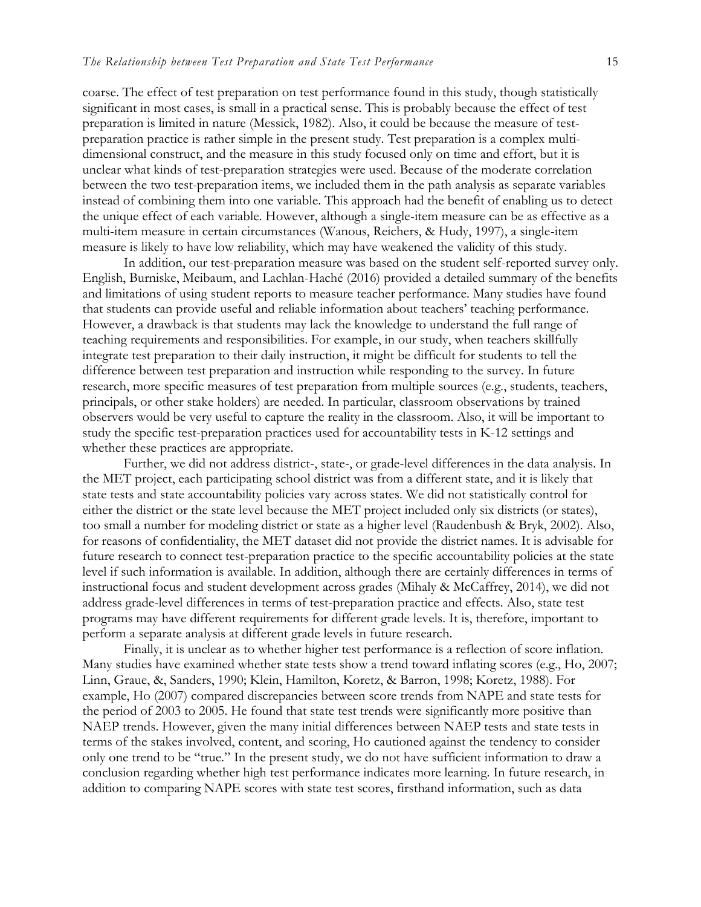coarse. The effect of test preparation on test performance found in this study, though statistically significant in most cases, is small in a practical sense. This is probably because the effect of test preparation is limited in nature (Messick, 1982). Also, it could be because the measure of test-preparation practice is rather simple in the present study. Test preparation is a complex multi-dimensional construct, and the measure in this study focused only on time and effort, but it is unclear what kinds of test-preparation strategies were used. Because of the moderate correlation between the two test-preparation items, we included them in the path analysis as separate variables instead of combining them into one variable. This approach had the benefit of enabling us to detect the unique effect of each variable. However, although a single-item measure can be as effective as a multi-item measure in certain circumstances (Wanous, Reichers, & Hudy, 1997), a single-item measure is likely to have low reliability, which may have weakened the validity of this study.

In addition, our test-preparation measure was based on the student self-reported survey only. English, Burniske, Meibaum, and Lachlan-Haché (2016) provided a detailed summary of the benefits and limitations of using student reports to measure teacher performance. Many studies have found that students can provide useful and reliable information about teachers' teaching performance. However, a drawback is that students may lack the knowledge to understand the full range of teaching requirements and responsibilities. For example, in our study, when teachers skillfully integrate test preparation to their daily instruction, it might be difficult for students to tell the difference between test preparation and instruction while responding to the survey. In future research, more specific measures of test preparation from multiple sources (e.g., students, teachers, principals, or other stake holders) are needed. In particular, classroom observations by trained observers would be very useful to capture the reality in the classroom. Also, it will be important to study the specific test-preparation practices used for accountability tests in K-12 settings and whether these practices are appropriate.

Further, we did not address district-, state-, or grade-level differences in the data analysis. In the MET project, each participating school district was from a different state, and it is likely that state tests and state accountability policies vary across states. We did not statistically control for either the district or the state level because the MET project included only six districts (or states), too small a number for modeling district or state as a higher level (Raudenbush & Bryk, 2002). Also, for reasons of confidentiality, the MET dataset did not provide the district names. It is advisable for future research to connect test-preparation practice to the specific accountability policies at the state level if such information is available. In addition, although there are certainly differences in terms of instructional focus and student development across grades (Mihaly & McCaffrey, 2014), we did not address grade-level differences in terms of test-preparation practice and effects. Also, state test programs may have different requirements for different grade levels. It is, therefore, important to perform a separate analysis at different grade levels in future research.

Finally, it is unclear as to whether higher test performance is a reflection of score inflation. Many studies have examined whether state tests show a trend toward inflating scores (e.g., Ho, 2007; Linn, Graue, &, Sanders, 1990; Klein, Hamilton, Koretz, & Barron, 1998; Koretz, 1988). For example, Ho (2007) compared discrepancies between score trends from NAPE and state tests for the period of 2003 to 2005. He found that state test trends were significantly more positive than NAEP trends. However, given the many initial differences between NAEP tests and state tests in terms of the stakes involved, content, and scoring, Ho cautioned against the tendency to consider only one trend to be "true." In the present study, we do not have sufficient information to draw a conclusion regarding whether high test performance indicates more learning. In future research, in addition to comparing NAPE scores with state test scores, firsthand information, such as data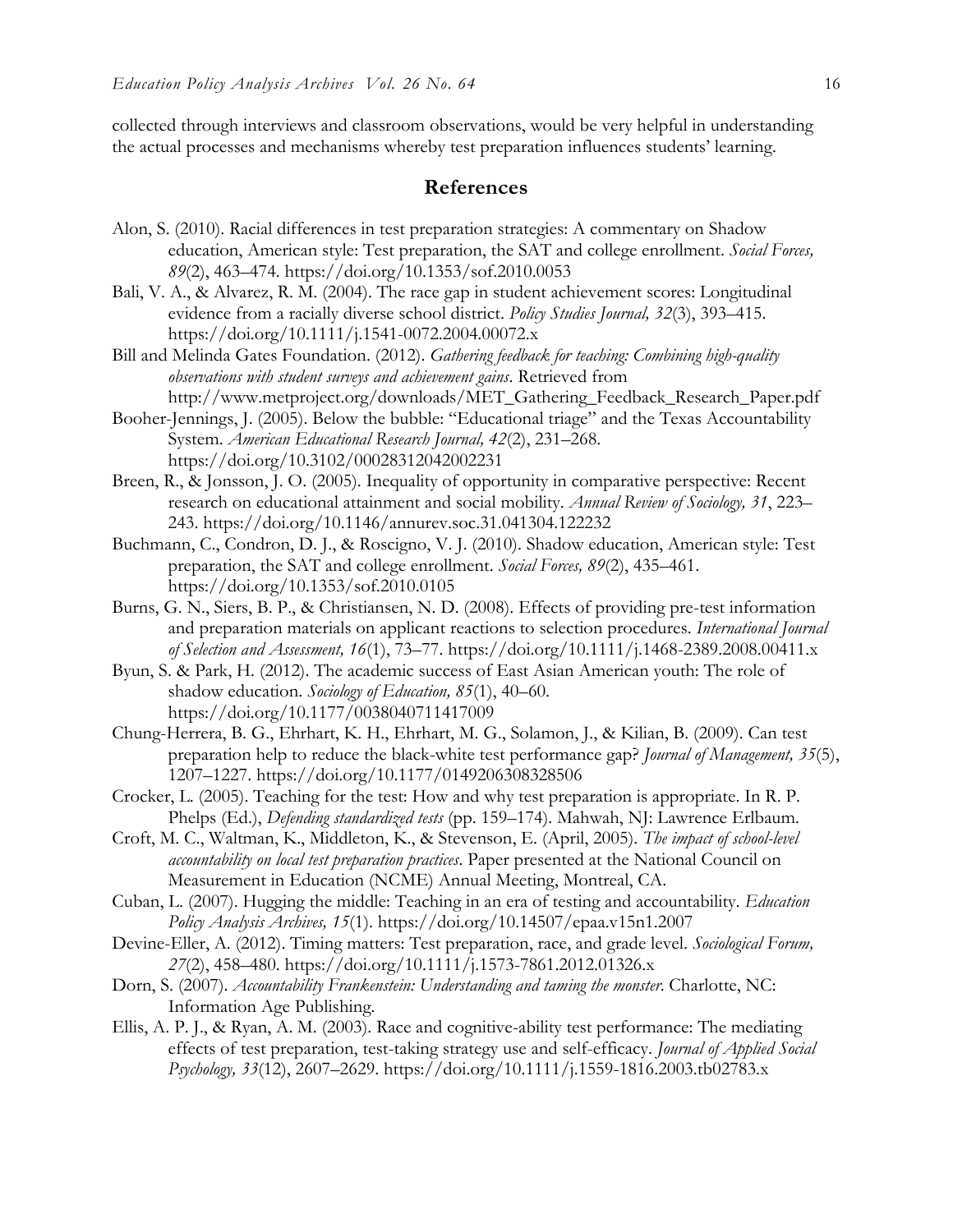collected through interviews and classroom observations, would be very helpful in understanding the actual processes and mechanisms whereby test preparation influences students' learning.

## References

Alon, S. (2010). Racial differences in test preparation strategies: A commentary on Shadow education, American style: Test preparation, the SAT and college enrollment. *Social Forces, 89*(2), 463–474. https://doi.org/10.1353/sof.2010.0053

Bali, V. A., & Alvarez, R. M. (2004). The race gap in student achievement scores: Longitudinal evidence from a racially diverse school district. *Policy Studies Journal, 32*(3), 393–415. https://doi.org/10.1111/j.1541-0072.2004.00072.x

Bill and Melinda Gates Foundation. (2012). *Gathering feedback for teaching: Combining high-quality observations with student surveys and achievement gains*. Retrieved from http://www.metproject.org/downloads/MET_Gathering_Feedback_Research_Paper.pdf

Booher-Jennings, J. (2005). Below the bubble: "Educational triage" and the Texas Accountability System. *American Educational Research Journal, 42*(2), 231–268. https://doi.org/10.3102/00028312042002231

Breen, R., & Jonsson, J. O. (2005). Inequality of opportunity in comparative perspective: Recent research on educational attainment and social mobility. *Annual Review of Sociology, 31*, 223–243. https://doi.org/10.1146/annurev.soc.31.041304.122232

Buchmann, C., Condron, D. J., & Roscigno, V. J. (2010). Shadow education, American style: Test preparation, the SAT and college enrollment. *Social Forces, 89*(2), 435–461. https://doi.org/10.1353/sof.2010.0105

Burns, G. N., Siers, B. P., & Christiansen, N. D. (2008). Effects of providing pre-test information and preparation materials on applicant reactions to selection procedures. *International Journal of Selection and Assessment, 16*(1), 73–77. https://doi.org/10.1111/j.1468-2389.2008.00411.x

Byun, S. & Park, H. (2012). The academic success of East Asian American youth: The role of shadow education. *Sociology of Education, 85*(1), 40–60. https://doi.org/10.1177/0038040711417009

Chung-Herrera, B. G., Ehrhart, K. H., Ehrhart, M. G., Solamon, J., & Kilian, B. (2009). Can test preparation help to reduce the black-white test performance gap? *Journal of Management, 35*(5), 1207–1227. https://doi.org/10.1177/0149206308328506

Crocker, L. (2005). Teaching for the test: How and why test preparation is appropriate. In R. P. Phelps (Ed.), *Defending standardized tests* (pp. 159–174). Mahwah, NJ: Lawrence Erlbaum.

Croft, M. C., Waltman, K., Middleton, K., & Stevenson, E. (April, 2005). *The impact of school-level accountability on local test preparation practices*. Paper presented at the National Council on Measurement in Education (NCME) Annual Meeting, Montreal, CA.

Cuban, L. (2007). Hugging the middle: Teaching in an era of testing and accountability. *Education Policy Analysis Archives, 15*(1). https://doi.org/10.14507/epaa.v15n1.2007

Devine-Eller, A. (2012). Timing matters: Test preparation, race, and grade level. *Sociological Forum, 27*(2), 458–480. https://doi.org/10.1111/j.1573-7861.2012.01326.x

Dorn, S. (2007). *Accountability Frankenstein: Understanding and taming the monster*. Charlotte, NC: Information Age Publishing.

Ellis, A. P. J., & Ryan, A. M. (2003). Race and cognitive-ability test performance: The mediating effects of test preparation, test-taking strategy use and self-efficacy. *Journal of Applied Social Psychology, 33*(12), 2607–2629. https://doi.org/10.1111/j.1559-1816.2003.tb02783.x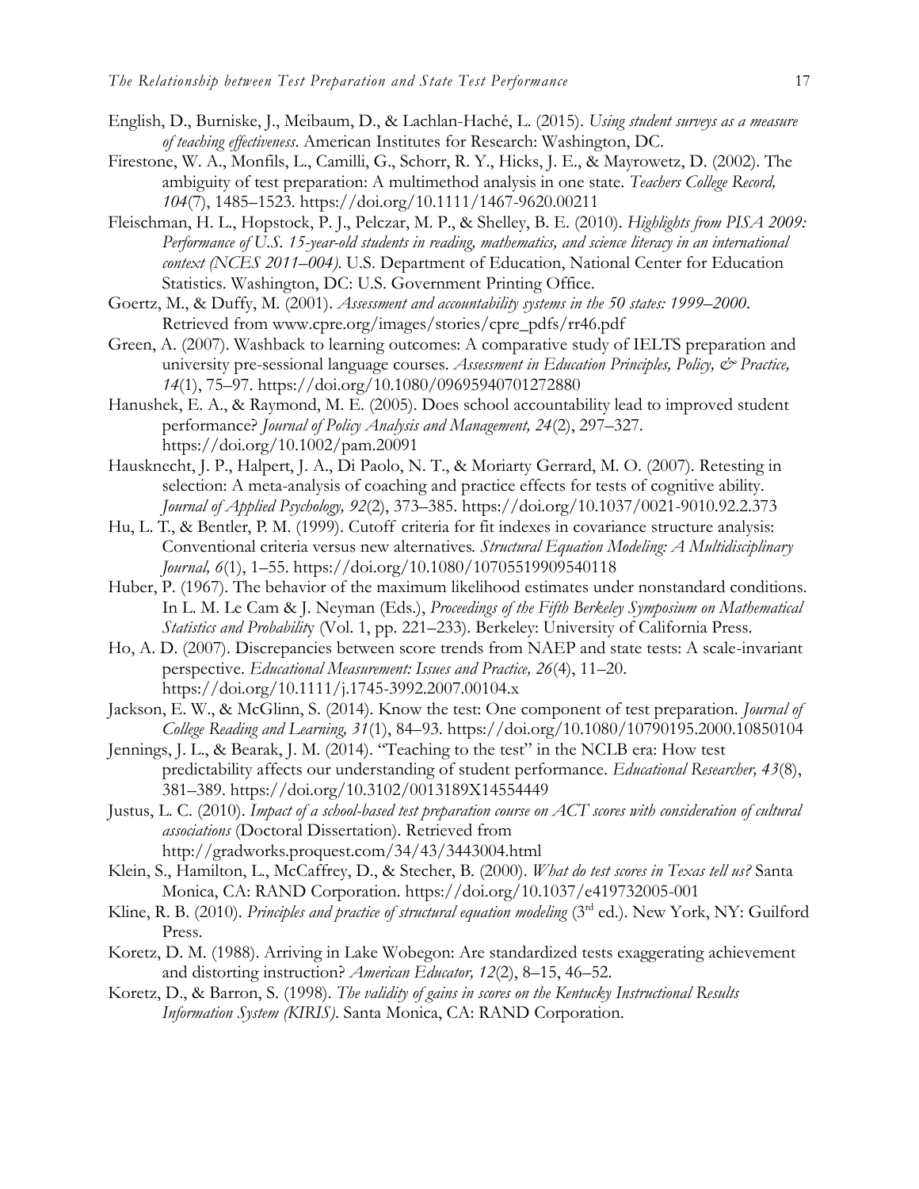English, D., Burniske, J., Meibaum, D., & Lachlan-Haché, L. (2015). *Using student surveys as a measure of teaching effectiveness*. American Institutes for Research: Washington, DC.

Firestone, W. A., Monfils, L., Camilli, G., Schorr, R. Y., Hicks, J. E., & Mayrowetz, D. (2002). The ambiguity of test preparation: A multimethod analysis in one state. *Teachers College Record, 104*(7), 1485–1523. https://doi.org/10.1111/1467-9620.00211

Fleischman, H. L., Hopstock, P. J., Pelczar, M. P., & Shelley, B. E. (2010). *Highlights from PISA 2009: Performance of U.S. 15-year-old students in reading, mathematics, and science literacy in an international context (NCES 2011–004)*. U.S. Department of Education, National Center for Education Statistics. Washington, DC: U.S. Government Printing Office.

Goertz, M., & Duffy, M. (2001). *Assessment and accountability systems in the 50 states: 1999–2000*. Retrieved from www.cpre.org/images/stories/cpre_pdfs/rr46.pdf

Green, A. (2007). Washback to learning outcomes: A comparative study of IELTS preparation and university pre-sessional language courses. *Assessment in Education Principles, Policy, & Practice, 14*(1), 75–97. https://doi.org/10.1080/09695940701272880

Hanushek, E. A., & Raymond, M. E. (2005). Does school accountability lead to improved student performance? *Journal of Policy Analysis and Management, 24*(2), 297–327. https://doi.org/10.1002/pam.20091

Hausknecht, J. P., Halpert, J. A., Di Paolo, N. T., & Moriarty Gerrard, M. O. (2007). Retesting in selection: A meta-analysis of coaching and practice effects for tests of cognitive ability. *Journal of Applied Psychology, 92*(2), 373–385. https://doi.org/10.1037/0021-9010.92.2.373

Hu, L. T., & Bentler, P. M. (1999). Cutoff criteria for fit indexes in covariance structure analysis: Conventional criteria versus new alternatives. *Structural Equation Modeling: A Multidisciplinary Journal, 6*(1), 1–55. https://doi.org/10.1080/10705519909540118

Huber, P. (1967). The behavior of the maximum likelihood estimates under nonstandard conditions. In L. M. Le Cam & J. Neyman (Eds.), *Proceedings of the Fifth Berkeley Symposium on Mathematical Statistics and Probability* (Vol. 1, pp. 221–233). Berkeley: University of California Press.

Ho, A. D. (2007). Discrepancies between score trends from NAEP and state tests: A scale-invariant perspective. *Educational Measurement: Issues and Practice, 26*(4), 11–20. https://doi.org/10.1111/j.1745-3992.2007.00104.x

Jackson, E. W., & McGlinn, S. (2014). Know the test: One component of test preparation. *Journal of College Reading and Learning, 31*(1), 84–93. https://doi.org/10.1080/10790195.2000.10850104

Jennings, J. L., & Bearak, J. M. (2014). "Teaching to the test" in the NCLB era: How test predictability affects our understanding of student performance. *Educational Researcher, 43*(8), 381–389. https://doi.org/10.3102/0013189X14554449

Justus, L. C. (2010). *Impact of a school-based test preparation course on ACT scores with consideration of cultural associations* (Doctoral Dissertation). Retrieved from http://gradworks.proquest.com/34/43/3443004.html

Klein, S., Hamilton, L., McCaffrey, D., & Stecher, B. (2000). *What do test scores in Texas tell us?* Santa Monica, CA: RAND Corporation. https://doi.org/10.1037/e419732005-001

Kline, R. B. (2010). *Principles and practice of structural equation modeling* (3rd ed.). New York, NY: Guilford Press.

Koretz, D. M. (1988). Arriving in Lake Wobegon: Are standardized tests exaggerating achievement and distorting instruction? *American Educator, 12*(2), 8–15, 46–52.

Koretz, D., & Barron, S. (1998). *The validity of gains in scores on the Kentucky Instructional Results Information System (KIRIS)*. Santa Monica, CA: RAND Corporation.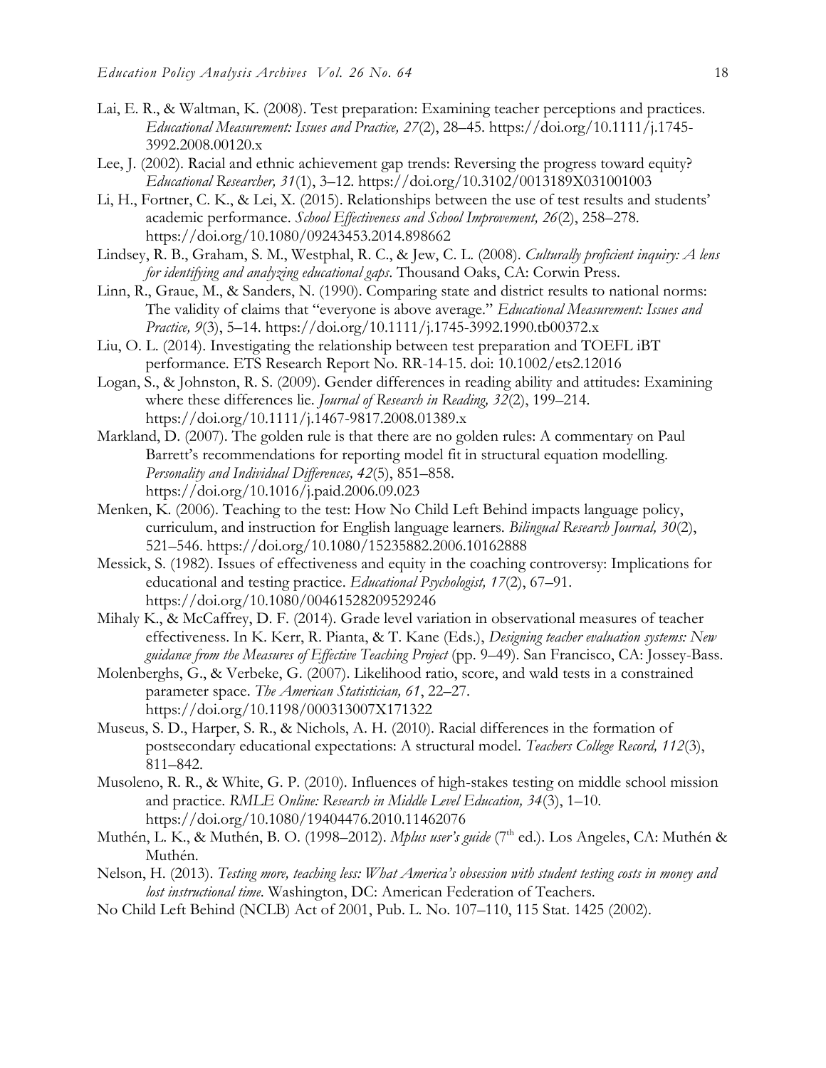Lai, E. R., & Waltman, K. (2008). Test preparation: Examining teacher perceptions and practices. *Educational Measurement: Issues and Practice, 27*(2), 28–45. https://doi.org/10.1111/j.1745-3992.2008.00120.x

Lee, J. (2002). Racial and ethnic achievement gap trends: Reversing the progress toward equity? *Educational Researcher, 31*(1), 3–12. https://doi.org/10.3102/0013189X031001003

Li, H., Fortner, C. K., & Lei, X. (2015). Relationships between the use of test results and students' academic performance. *School Effectiveness and School Improvement, 26*(2), 258–278. https://doi.org/10.1080/09243453.2014.898662

Lindsey, R. B., Graham, S. M., Westphal, R. C., & Jew, C. L. (2008). *Culturally proficient inquiry: A lens for identifying and analyzing educational gaps*. Thousand Oaks, CA: Corwin Press.

Linn, R., Graue, M., & Sanders, N. (1990). Comparing state and district results to national norms: The validity of claims that "everyone is above average." *Educational Measurement: Issues and Practice, 9*(3), 5–14. https://doi.org/10.1111/j.1745-3992.1990.tb00372.x

Liu, O. L. (2014). Investigating the relationship between test preparation and TOEFL iBT performance. ETS Research Report No. RR-14-15. doi: 10.1002/ets2.12016

Logan, S., & Johnston, R. S. (2009). Gender differences in reading ability and attitudes: Examining where these differences lie. *Journal of Research in Reading, 32*(2), 199–214. https://doi.org/10.1111/j.1467-9817.2008.01389.x

Markland, D. (2007). The golden rule is that there are no golden rules: A commentary on Paul Barrett's recommendations for reporting model fit in structural equation modelling. *Personality and Individual Differences, 42*(5), 851–858. https://doi.org/10.1016/j.paid.2006.09.023

Menken, K. (2006). Teaching to the test: How No Child Left Behind impacts language policy, curriculum, and instruction for English language learners. *Bilingual Research Journal, 30*(2), 521–546. https://doi.org/10.1080/15235882.2006.10162888

Messick, S. (1982). Issues of effectiveness and equity in the coaching controversy: Implications for educational and testing practice. *Educational Psychologist, 17*(2), 67–91. https://doi.org/10.1080/00461528209529246

Mihaly K., & McCaffrey, D. F. (2014). Grade level variation in observational measures of teacher effectiveness. In K. Kerr, R. Pianta, & T. Kane (Eds.), *Designing teacher evaluation systems: New guidance from the Measures of Effective Teaching Project* (pp. 9–49). San Francisco, CA: Jossey-Bass.

Molenberghs, G., & Verbeke, G. (2007). Likelihood ratio, score, and wald tests in a constrained parameter space. *The American Statistician, 61*, 22–27. https://doi.org/10.1198/000313007X171322

Museus, S. D., Harper, S. R., & Nichols, A. H. (2010). Racial differences in the formation of postsecondary educational expectations: A structural model. *Teachers College Record, 112*(3), 811–842.

Musoleno, R. R., & White, G. P. (2010). Influences of high-stakes testing on middle school mission and practice. *RMLE Online: Research in Middle Level Education, 34*(3), 1–10. https://doi.org/10.1080/19404476.2010.11462076

Muthén, L. K., & Muthén, B. O. (1998–2012). *Mplus user's guide* (7th ed.). Los Angeles, CA: Muthén & Muthén.

Nelson, H. (2013). *Testing more, teaching less: What America's obsession with student testing costs in money and lost instructional time*. Washington, DC: American Federation of Teachers.

No Child Left Behind (NCLB) Act of 2001, Pub. L. No. 107–110, 115 Stat. 1425 (2002).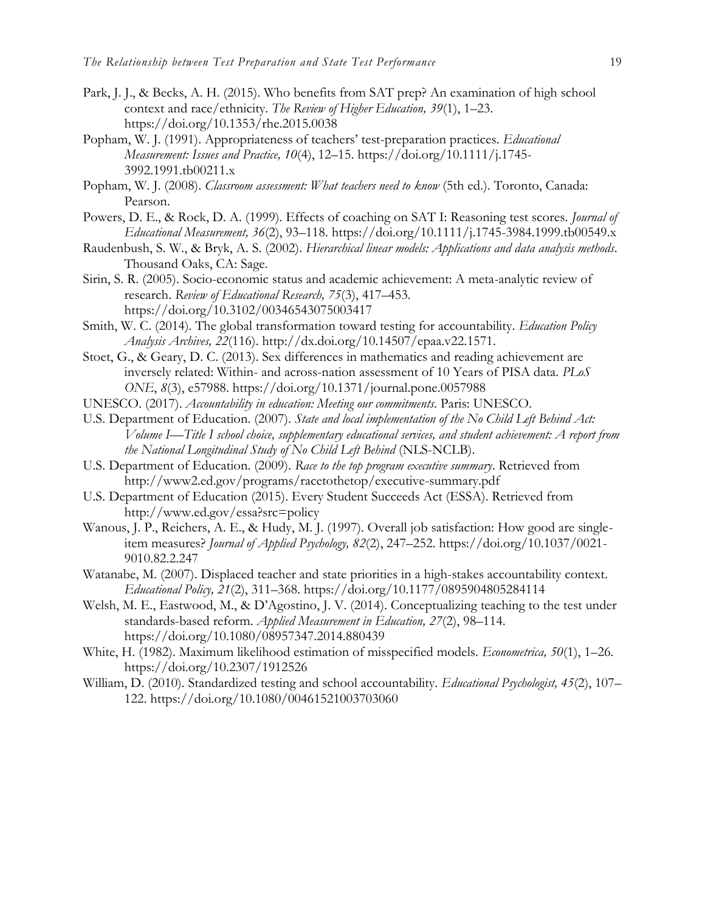Park, J. J., & Becks, A. H. (2015). Who benefits from SAT prep? An examination of high school context and race/ethnicity. *The Review of Higher Education, 39*(1), 1–23. https://doi.org/10.1353/rhe.2015.0038

Popham, W. J. (1991). Appropriateness of teachers' test-preparation practices. *Educational Measurement: Issues and Practice, 10*(4), 12–15. https://doi.org/10.1111/j.1745-3992.1991.tb00211.x

Popham, W. J. (2008). *Classroom assessment: What teachers need to know* (5th ed.). Toronto, Canada: Pearson.

Powers, D. E., & Rock, D. A. (1999). Effects of coaching on SAT I: Reasoning test scores. *Journal of Educational Measurement, 36*(2), 93–118. https://doi.org/10.1111/j.1745-3984.1999.tb00549.x

Raudenbush, S. W., & Bryk, A. S. (2002). *Hierarchical linear models: Applications and data analysis methods*. Thousand Oaks, CA: Sage.

Sirin, S. R. (2005). Socio-economic status and academic achievement: A meta-analytic review of research. *Review of Educational Research, 75*(3), 417–453. https://doi.org/10.3102/00346543075003417

Smith, W. C. (2014). The global transformation toward testing for accountability. *Education Policy Analysis Archives, 22*(116). http://dx.doi.org/10.14507/epaa.v22.1571.

Stoet, G., & Geary, D. C. (2013). Sex differences in mathematics and reading achievement are inversely related: Within- and across-nation assessment of 10 Years of PISA data. *PLoS ONE*, *8*(3), e57988. https://doi.org/10.1371/journal.pone.0057988

UNESCO. (2017). *Accountability in education: Meeting our commitments*. Paris: UNESCO.

U.S. Department of Education. (2007). *State and local implementation of the No Child Left Behind Act: Volume I—Title I school choice, supplementary educational services, and student achievement: A report from the National Longitudinal Study of No Child Left Behind* (NLS-NCLB).

U.S. Department of Education. (2009). *Race to the top program executive summary*. Retrieved from http://www2.ed.gov/programs/racetothetop/executive-summary.pdf

U.S. Department of Education (2015). Every Student Succeeds Act (ESSA). Retrieved from http://www.ed.gov/essa?src=policy

Wanous, J. P., Reichers, A. E., & Hudy, M. J. (1997). Overall job satisfaction: How good are single-item measures? *Journal of Applied Psychology, 82*(2), 247–252. https://doi.org/10.1037/0021-9010.82.2.247

Watanabe, M. (2007). Displaced teacher and state priorities in a high-stakes accountability context. *Educational Policy, 21*(2), 311–368. https://doi.org/10.1177/0895904805284114

Welsh, M. E., Eastwood, M., & D'Agostino, J. V. (2014). Conceptualizing teaching to the test under standards-based reform. *Applied Measurement in Education, 27*(2), 98–114. https://doi.org/10.1080/08957347.2014.880439

White, H. (1982). Maximum likelihood estimation of misspecified models. *Econometrica, 50*(1), 1–26. https://doi.org/10.2307/1912526

William, D. (2010). Standardized testing and school accountability. *Educational Psychologist, 45*(2), 107–122. https://doi.org/10.1080/00461521003703060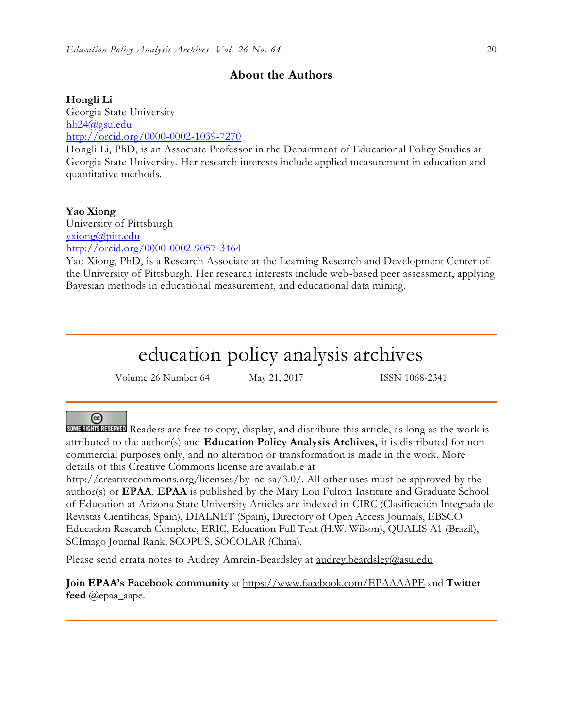## About the Authors

**Hongli Li**
Georgia State University
hli24@gsu.edu
http://orcid.org/0000-0002-1039-7270
Hongli Li, PhD, is an Associate Professor in the Department of Educational Policy Studies at Georgia State University. Her research interests include applied measurement in education and quantitative methods.

**Yao Xiong**
University of Pittsburgh
yxiong@pitt.edu
http://orcid.org/0000-0002-9057-3464
Yao Xiong, PhD, is a Research Associate at the Learning Research and Development Center of the University of Pittsburgh. Her research interests include web-based peer assessment, applying Bayesian methods in educational measurement, and educational data mining.

---

# education policy analysis archives

Volume 26 Number 64 May 21, 2017 ISSN 1068-2341

---

SOME RIGHTS RESERVED Readers are free to copy, display, and distribute this article, as long as the work is attributed to the author(s) and **Education Policy Analysis Archives,** it is distributed for non-commercial purposes only, and no alteration or transformation is made in the work. More details of this Creative Commons license are available at http://creativecommons.org/licenses/by-nc-sa/3.0/. All other uses must be approved by the author(s) or **EPAA**. **EPAA** is published by the Mary Lou Fulton Institute and Graduate School of Education at Arizona State University Articles are indexed in CIRC (Clasificación Integrada de Revistas Científicas, Spain), DIALNET (Spain), Directory of Open Access Journals, EBSCO Education Research Complete, ERIC, Education Full Text (H.W. Wilson), QUALIS A1 (Brazil), SCImago Journal Rank; SCOPUS, SOCOLAR (China).

Please send errata notes to Audrey Amrein-Beardsley at audrey.beardsley@asu.edu

**Join EPAA's Facebook community** at https://www.facebook.com/EPAAAAPE and **Twitter feed** @epaa_aape.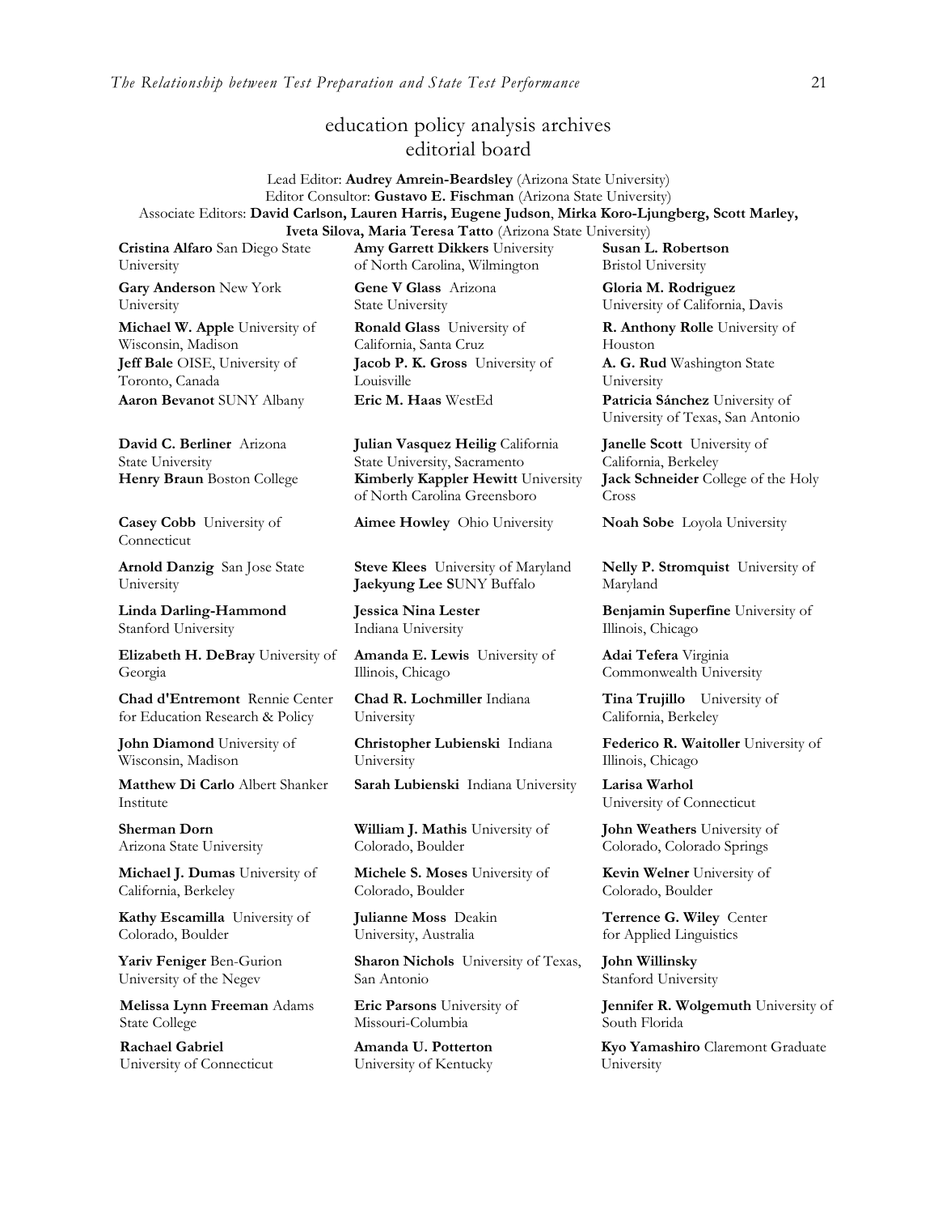# education policy analysis archives editorial board

Lead Editor: **Audrey Amrein-Beardsley** (Arizona State University)
Editor Consultor: **Gustavo E. Fischman** (Arizona State University)
Associate Editors: **David Carlson, Lauren Harris, Eugene Judson**, **Mirka Koro-Ljungberg, Scott Marley, Iveta Silova, Maria Teresa Tatto** (Arizona State University)

**Cristina Alfaro** San Diego State University

**Gary Anderson** New York University

**Michael W. Apple** University of Wisconsin, Madison

**Jeff Bale** OISE, University of Toronto, Canada

**Aaron Bevanot** SUNY Albany

**David C. Berliner** Arizona State University

**Henry Braun** Boston College

**Casey Cobb** University of Connecticut

**Arnold Danzig** San Jose State University

**Linda Darling-Hammond** Stanford University

**Elizabeth H. DeBray** University of Georgia

**Chad d'Entremont** Rennie Center for Education Research & Policy

**John Diamond** University of Wisconsin, Madison

**Matthew Di Carlo** Albert Shanker Institute

**Sherman Dorn** Arizona State University

**Michael J. Dumas** University of California, Berkeley

**Kathy Escamilla** University of Colorado, Boulder

**Yariv Feniger** Ben-Gurion University of the Negev

**Melissa Lynn Freeman** Adams State College

**Rachael Gabriel** University of Connecticut

**Amy Garrett Dikkers** University of North Carolina, Wilmington

**Gene V Glass** Arizona State University

**Ronald Glass** University of California, Santa Cruz

**Jacob P. K. Gross** University of Louisville

**Eric M. Haas** WestEd

**Julian Vasquez Heilig** California State University, Sacramento

**Kimberly Kappler Hewitt** University of North Carolina Greensboro

**Aimee Howley** Ohio University

**Steve Klees** University of Maryland

**Jaekyung Lee S**UNY Buffalo

**Jessica Nina Lester** Indiana University

**Amanda E. Lewis** University of Illinois, Chicago

**Chad R. Lochmiller** Indiana University

**Christopher Lubienski** Indiana University

**Sarah Lubienski** Indiana University

**William J. Mathis** University of Colorado, Boulder

**Michele S. Moses** University of Colorado, Boulder

**Julianne Moss** Deakin University, Australia

**Sharon Nichols** University of Texas, San Antonio

**Eric Parsons** University of Missouri-Columbia

**Amanda U. Potterton** University of Kentucky

**Susan L. Robertson** Bristol University

**Gloria M. Rodriguez** University of California, Davis

**R. Anthony Rolle** University of Houston

**A. G. Rud** Washington State University

**Patricia Sánchez** University of University of Texas, San Antonio

**Janelle Scott** University of California, Berkeley

**Jack Schneider** College of the Holy Cross

**Noah Sobe** Loyola University

**Nelly P. Stromquist** University of Maryland

**Benjamin Superfine** University of Illinois, Chicago

**Adai Tefera** Virginia Commonwealth University

**Tina Trujillo** University of California, Berkeley

**Federico R. Waitoller** University of Illinois, Chicago

**Larisa Warhol** University of Connecticut

**John Weathers** University of Colorado, Colorado Springs

**Kevin Welner** University of Colorado, Boulder

**Terrence G. Wiley** Center for Applied Linguistics

**John Willinsky** Stanford University

**Jennifer R. Wolgemuth** University of South Florida

**Kyo Yamashiro** Claremont Graduate University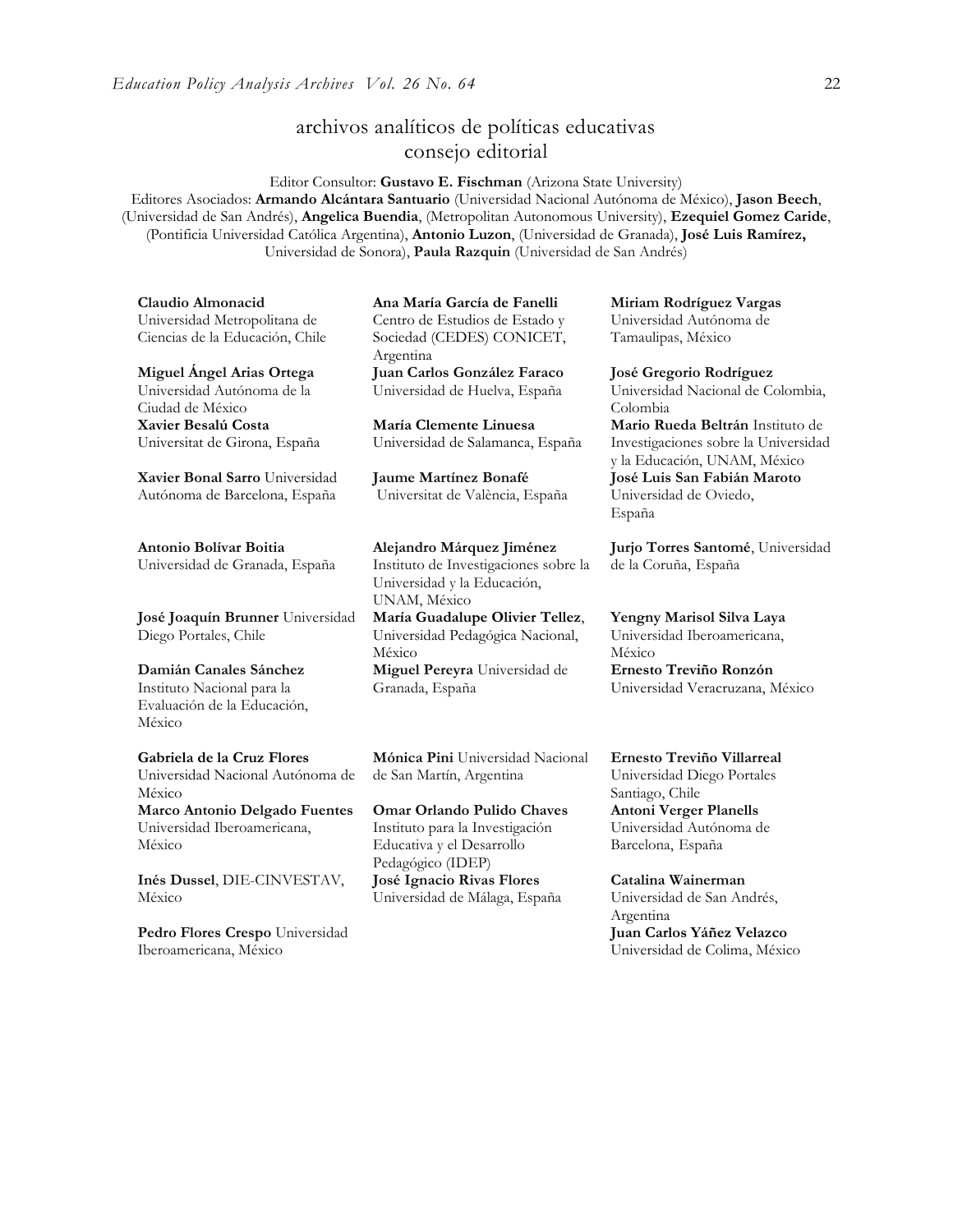# archivos analíticos de políticas educativas consejo editorial

Editor Consultor: **Gustavo E. Fischman** (Arizona State University)
Editores Asociados: **Armando Alcántara Santuario** (Universidad Nacional Autónoma de México), **Jason Beech**, (Universidad de San Andrés), **Angelica Buendia**, (Metropolitan Autonomous University), **Ezequiel Gomez Caride**, (Pontificia Universidad Católica Argentina), **Antonio Luzon**, (Universidad de Granada), **José Luis Ramírez,** Universidad de Sonora), **Paula Razquin** (Universidad de San Andrés)

**Claudio Almonacid**
Universidad Metropolitana de Ciencias de la Educación, Chile

**Miguel Ángel Arias Ortega**
Universidad Autónoma de la Ciudad de México

**Xavier Besalú Costa**
Universitat de Girona, España

**Xavier Bonal Sarro** Universidad Autónoma de Barcelona, España

**Antonio Bolívar Boitia**
Universidad de Granada, España

**José Joaquín Brunner** Universidad Diego Portales, Chile

**Damián Canales Sánchez**
Instituto Nacional para la Evaluación de la Educación, México

**Gabriela de la Cruz Flores**
Universidad Nacional Autónoma de México

**Marco Antonio Delgado Fuentes**
Universidad Iberoamericana, México

**Inés Dussel**, DIE-CINVESTAV, México

**Pedro Flores Crespo** Universidad Iberoamericana, México

**Ana María García de Fanelli**
Centro de Estudios de Estado y Sociedad (CEDES) CONICET, Argentina

**Juan Carlos González Faraco**
Universidad de Huelva, España

**María Clemente Linuesa**
Universidad de Salamanca, España

**Jaume Martínez Bonafé**
Universitat de València, España

**Alejandro Márquez Jiménez**
Instituto de Investigaciones sobre la Universidad y la Educación, UNAM, México

**María Guadalupe Olivier Tellez**, Universidad Pedagógica Nacional, México

**Miguel Pereyra** Universidad de Granada, España

**Mónica Pini** Universidad Nacional de San Martín, Argentina

**Omar Orlando Pulido Chaves**
Instituto para la Investigación Educativa y el Desarrollo Pedagógico (IDEP)

**José Ignacio Rivas Flores**
Universidad de Málaga, España

**Miriam Rodríguez Vargas**
Universidad Autónoma de Tamaulipas, México

**José Gregorio Rodríguez**
Universidad Nacional de Colombia, Colombia

**Mario Rueda Beltrán** Instituto de Investigaciones sobre la Universidad y la Educación, UNAM, México

**José Luis San Fabián Maroto**
Universidad de Oviedo, España

**Jurjo Torres Santomé**, Universidad de la Coruña, España

**Yengny Marisol Silva Laya**
Universidad Iberoamericana, México

**Ernesto Treviño Ronzón**
Universidad Veracruzana, México

**Ernesto Treviño Villarreal**
Universidad Diego Portales Santiago, Chile

**Antoni Verger Planells**
Universidad Autónoma de Barcelona, España

**Catalina Wainerman**
Universidad de San Andrés, Argentina

**Juan Carlos Yáñez Velazco**
Universidad de Colima, México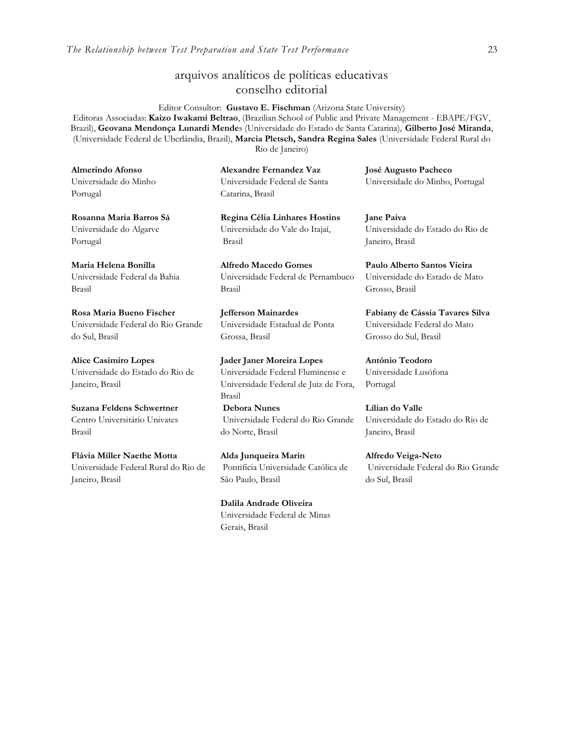## arquivos analíticos de políticas educativas
## conselho editorial

Editor Consultor: **Gustavo E. Fischman** (Arizona State University)
Editoras Associadas: **Kaizo Iwakami Beltrao**, (Brazilian School of Public and Private Management - EBAPE/FGV, Brazil), **Geovana Mendonça Lunardi Mende**s (Universidade do Estado de Santa Catarina), **Gilberto José Miranda**, (Universidade Federal de Uberlândia, Brazil), **Marcia Pletsch, Sandra Regina Sales** (Universidade Federal Rural do Rio de Janeiro)

**Almerindo Afonso**
Universidade do Minho
Portugal

**Rosanna Maria Barros Sá**
Universidade do Algarve
Portugal

**Maria Helena Bonilla**
Universidade Federal da Bahia
Brasil

**Rosa Maria Bueno Fischer**
Universidade Federal do Rio Grande do Sul, Brasil

**Alice Casimiro Lopes**
Universidade do Estado do Rio de Janeiro, Brasil

**Suzana Feldens Schwertner**
Centro Universitário Univates
Brasil

**Flávia Miller Naethe Motta**
Universidade Federal Rural do Rio de Janeiro, Brasil

**Alexandre Fernandez Vaz**
Universidade Federal de Santa Catarina, Brasil

**Regina Célia Linhares Hostins**
Universidade do Vale do Itajaí, Brasil

**Alfredo Macedo Gomes**
Universidade Federal de Pernambuco Brasil

**Jefferson Mainardes**
Universidade Estadual de Ponta Grossa, Brasil

**Jader Janer Moreira Lopes**
Universidade Federal Fluminense e Universidade Federal de Juiz de Fora, Brasil

**Debora Nunes**
Universidade Federal do Rio Grande do Norte, Brasil

**Alda Junqueira Marin**
Pontifícia Universidade Católica de São Paulo, Brasil

**Dalila Andrade Oliveira**
Universidade Federal de Minas Gerais, Brasil

**José Augusto Pacheco**
Universidade do Minho, Portugal

**Jane Paiva**
Universidade do Estado do Rio de Janeiro, Brasil

**Paulo Alberto Santos Vieira**
Universidade do Estado de Mato Grosso, Brasil

**Fabiany de Cássia Tavares Silva**
Universidade Federal do Mato Grosso do Sul, Brasil

**António Teodoro**
Universidade Lusófona
Portugal

**Lílian do Valle**
Universidade do Estado do Rio de Janeiro, Brasil

**Alfredo Veiga-Neto**
Universidade Federal do Rio Grande do Sul, Brasil